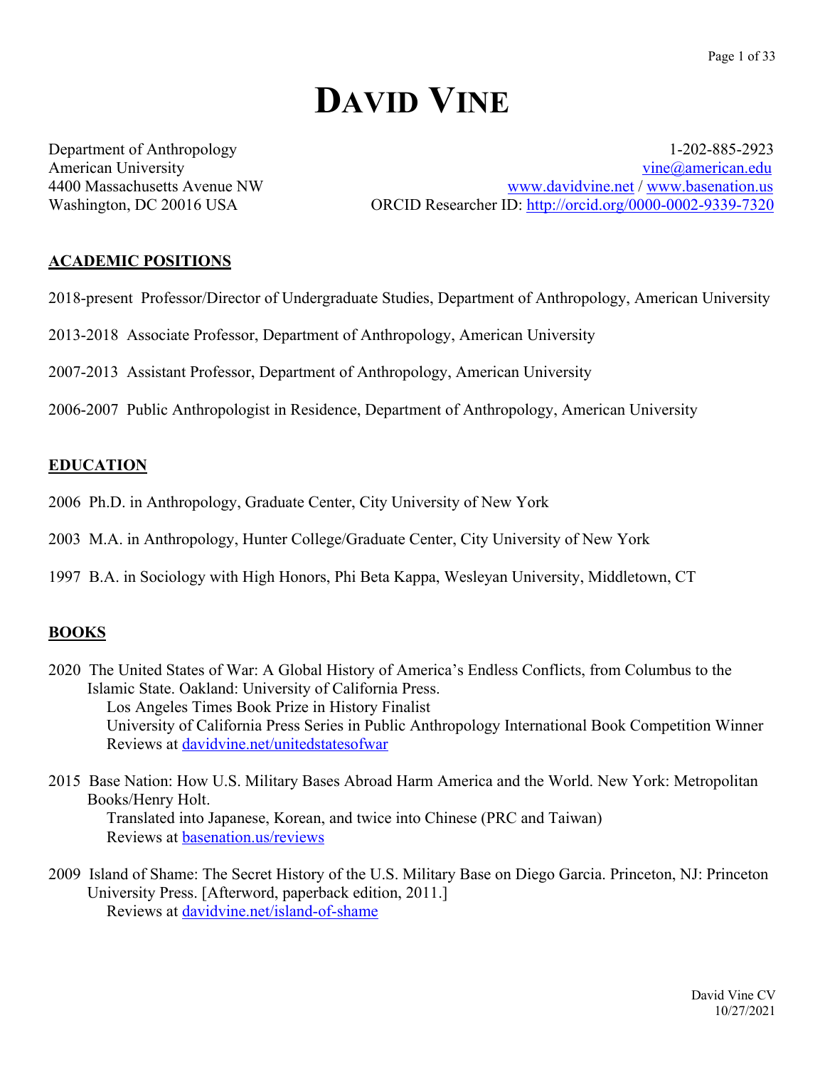# DAVID VINE

Department of Anthropology
American University
4400 Massachusetts Avenue NW
Washington, DC 20016 USA

1-202-885-2923
vine@american.edu
www.davidvine.net / www.basenation.us
ORCID Researcher ID: http://orcid.org/0000-0002-9339-7320

## ACADEMIC POSITIONS

2018-present Professor/Director of Undergraduate Studies, Department of Anthropology, American University

2013-2018 Associate Professor, Department of Anthropology, American University

2007-2013 Assistant Professor, Department of Anthropology, American University

2006-2007 Public Anthropologist in Residence, Department of Anthropology, American University

## EDUCATION

2006 Ph.D. in Anthropology, Graduate Center, City University of New York

2003 M.A. in Anthropology, Hunter College/Graduate Center, City University of New York

1997 B.A. in Sociology with High Honors, Phi Beta Kappa, Wesleyan University, Middletown, CT

## BOOKS

2020 The United States of War: A Global History of America's Endless Conflicts, from Columbus to the Islamic State. Oakland: University of California Press.
Los Angeles Times Book Prize in History Finalist
University of California Press Series in Public Anthropology International Book Competition Winner
Reviews at davidvine.net/unitedstatesofwar

2015 Base Nation: How U.S. Military Bases Abroad Harm America and the World. New York: Metropolitan Books/Henry Holt.
Translated into Japanese, Korean, and twice into Chinese (PRC and Taiwan)
Reviews at basenation.us/reviews

2009 Island of Shame: The Secret History of the U.S. Military Base on Diego Garcia. Princeton, NJ: Princeton University Press. [Afterword, paperback edition, 2011.]
Reviews at davidvine.net/island-of-shame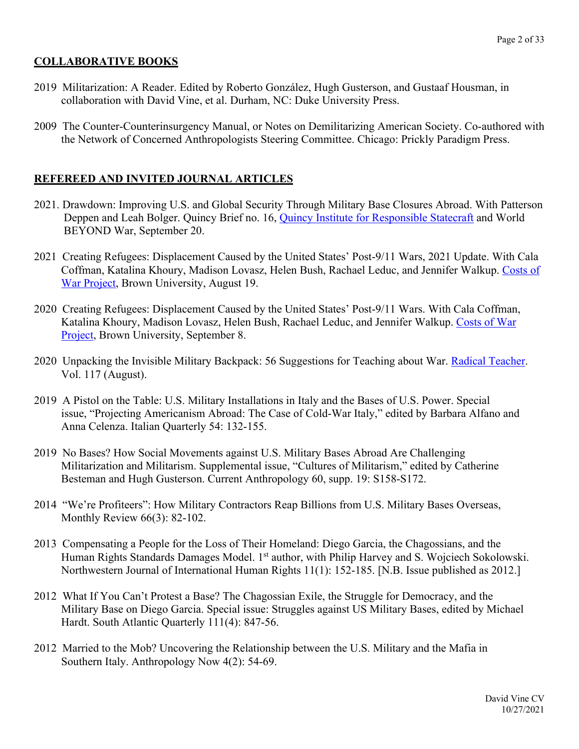## COLLABORATIVE BOOKS

2019 Militarization: A Reader. Edited by Roberto González, Hugh Gusterson, and Gustaaf Housman, in collaboration with David Vine, et al. Durham, NC: Duke University Press.

2009 The Counter-Counterinsurgency Manual, or Notes on Demilitarizing American Society. Co-authored with the Network of Concerned Anthropologists Steering Committee. Chicago: Prickly Paradigm Press.

## REFEREED AND INVITED JOURNAL ARTICLES

2021. Drawdown: Improving U.S. and Global Security Through Military Base Closures Abroad. With Patterson Deppen and Leah Bolger. Quincy Brief no. 16, Quincy Institute for Responsible Statecraft and World BEYOND War, September 20.

2021 Creating Refugees: Displacement Caused by the United States' Post-9/11 Wars, 2021 Update. With Cala Coffman, Katalina Khoury, Madison Lovasz, Helen Bush, Rachael Leduc, and Jennifer Walkup. Costs of War Project, Brown University, August 19.

2020 Creating Refugees: Displacement Caused by the United States' Post-9/11 Wars. With Cala Coffman, Katalina Khoury, Madison Lovasz, Helen Bush, Rachael Leduc, and Jennifer Walkup. Costs of War Project, Brown University, September 8.

2020 Unpacking the Invisible Military Backpack: 56 Suggestions for Teaching about War. Radical Teacher. Vol. 117 (August).

2019 A Pistol on the Table: U.S. Military Installations in Italy and the Bases of U.S. Power. Special issue, "Projecting Americanism Abroad: The Case of Cold-War Italy," edited by Barbara Alfano and Anna Celenza. Italian Quarterly 54: 132-155.

2019 No Bases? How Social Movements against U.S. Military Bases Abroad Are Challenging Militarization and Militarism. Supplemental issue, "Cultures of Militarism," edited by Catherine Besteman and Hugh Gusterson. Current Anthropology 60, supp. 19: S158-S172.

2014 "We're Profiteers": How Military Contractors Reap Billions from U.S. Military Bases Overseas, Monthly Review 66(3): 82-102.

2013 Compensating a People for the Loss of Their Homeland: Diego Garcia, the Chagossians, and the Human Rights Standards Damages Model. 1st author, with Philip Harvey and S. Wojciech Sokolowski. Northwestern Journal of International Human Rights 11(1): 152-185. [N.B. Issue published as 2012.]

2012 What If You Can't Protest a Base? The Chagossian Exile, the Struggle for Democracy, and the Military Base on Diego Garcia. Special issue: Struggles against US Military Bases, edited by Michael Hardt. South Atlantic Quarterly 111(4): 847-56.

2012 Married to the Mob? Uncovering the Relationship between the U.S. Military and the Mafia in Southern Italy. Anthropology Now 4(2): 54-69.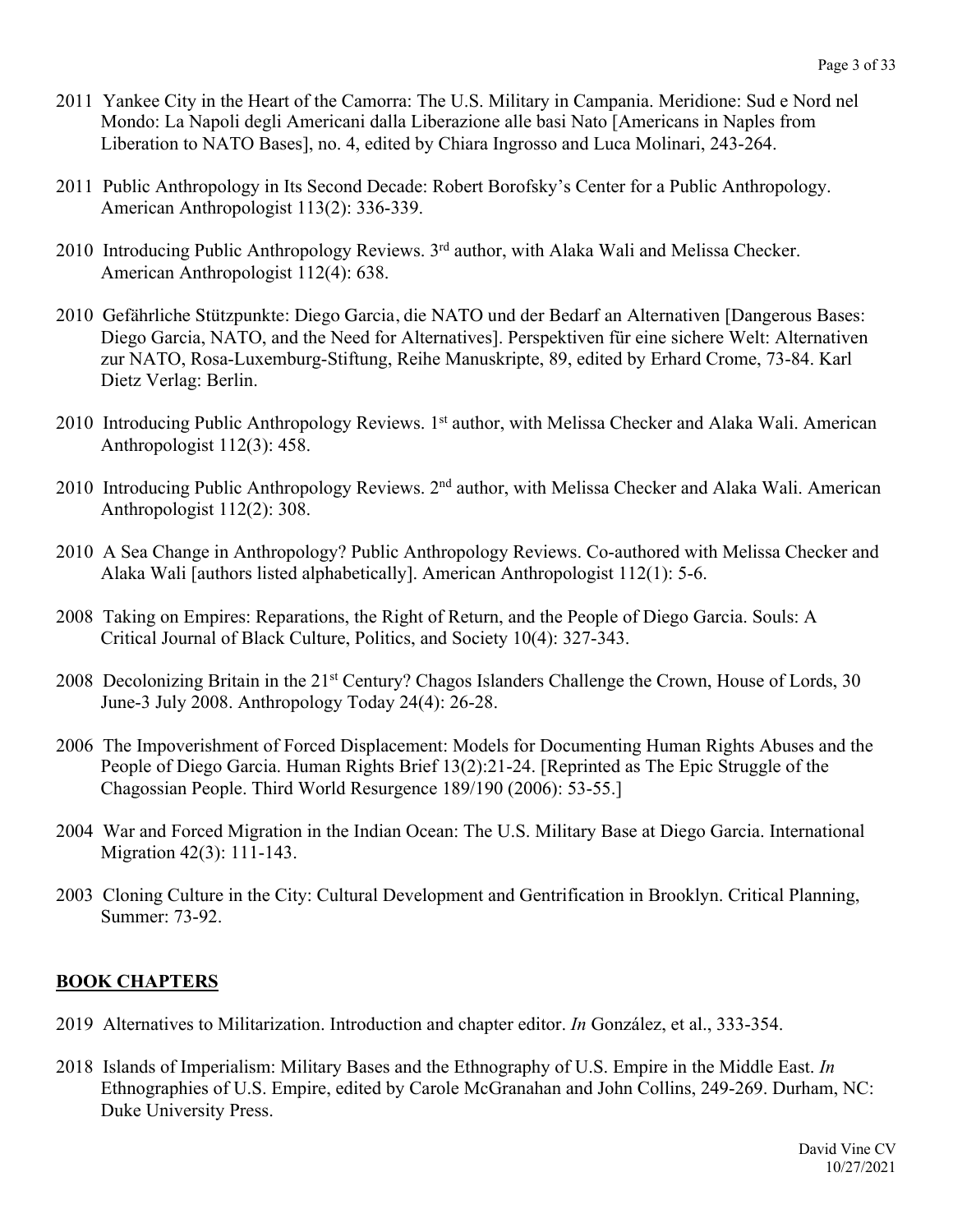2011 Yankee City in the Heart of the Camorra: The U.S. Military in Campania. Meridione: Sud e Nord nel Mondo: La Napoli degli Americani dalla Liberazione alle basi Nato [Americans in Naples from Liberation to NATO Bases], no. 4, edited by Chiara Ingrosso and Luca Molinari, 243-264.

2011 Public Anthropology in Its Second Decade: Robert Borofsky's Center for a Public Anthropology. American Anthropologist 113(2): 336-339.

2010 Introducing Public Anthropology Reviews. 3rd author, with Alaka Wali and Melissa Checker. American Anthropologist 112(4): 638.

2010 Gefährliche Stützpunkte: Diego Garcia, die NATO und der Bedarf an Alternativen [Dangerous Bases: Diego Garcia, NATO, and the Need for Alternatives]. Perspektiven für eine sichere Welt: Alternativen zur NATO, Rosa-Luxemburg-Stiftung, Reihe Manuskripte, 89, edited by Erhard Crome, 73-84. Karl Dietz Verlag: Berlin.

2010 Introducing Public Anthropology Reviews. 1st author, with Melissa Checker and Alaka Wali. American Anthropologist 112(3): 458.

2010 Introducing Public Anthropology Reviews. 2nd author, with Melissa Checker and Alaka Wali. American Anthropologist 112(2): 308.

2010 A Sea Change in Anthropology? Public Anthropology Reviews. Co-authored with Melissa Checker and Alaka Wali [authors listed alphabetically]. American Anthropologist 112(1): 5-6.

2008 Taking on Empires: Reparations, the Right of Return, and the People of Diego Garcia. Souls: A Critical Journal of Black Culture, Politics, and Society 10(4): 327-343.

2008 Decolonizing Britain in the 21st Century? Chagos Islanders Challenge the Crown, House of Lords, 30 June-3 July 2008. Anthropology Today 24(4): 26-28.

2006 The Impoverishment of Forced Displacement: Models for Documenting Human Rights Abuses and the People of Diego Garcia. Human Rights Brief 13(2):21-24. [Reprinted as The Epic Struggle of the Chagossian People. Third World Resurgence 189/190 (2006): 53-55.]

2004 War and Forced Migration in the Indian Ocean: The U.S. Military Base at Diego Garcia. International Migration 42(3): 111-143.

2003 Cloning Culture in the City: Cultural Development and Gentrification in Brooklyn. Critical Planning, Summer: 73-92.

## BOOK CHAPTERS

2019 Alternatives to Militarization. Introduction and chapter editor. *In* González, et al., 333-354.

2018 Islands of Imperialism: Military Bases and the Ethnography of U.S. Empire in the Middle East. *In* Ethnographies of U.S. Empire, edited by Carole McGranahan and John Collins, 249-269. Durham, NC: Duke University Press.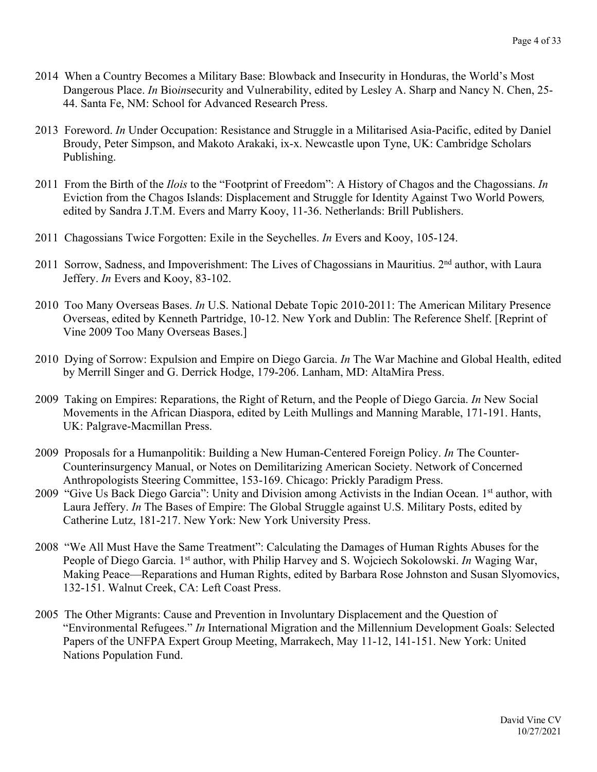2014 When a Country Becomes a Military Base: Blowback and Insecurity in Honduras, the World's Most Dangerous Place. *In* Bio*in*security and Vulnerability, edited by Lesley A. Sharp and Nancy N. Chen, 25-44. Santa Fe, NM: School for Advanced Research Press.

2013 Foreword. *In* Under Occupation: Resistance and Struggle in a Militarised Asia-Pacific, edited by Daniel Broudy, Peter Simpson, and Makoto Arakaki, ix-x. Newcastle upon Tyne, UK: Cambridge Scholars Publishing.

2011 From the Birth of the *Ilois* to the "Footprint of Freedom": A History of Chagos and the Chagossians. *In* Eviction from the Chagos Islands: Displacement and Struggle for Identity Against Two World Powers*,* edited by Sandra J.T.M. Evers and Marry Kooy, 11-36. Netherlands: Brill Publishers.

2011 Chagossians Twice Forgotten: Exile in the Seychelles. *In* Evers and Kooy, 105-124.

2011 Sorrow, Sadness, and Impoverishment: The Lives of Chagossians in Mauritius. 2nd author, with Laura Jeffery. *In* Evers and Kooy, 83-102.

2010 Too Many Overseas Bases. *In* U.S. National Debate Topic 2010-2011: The American Military Presence Overseas, edited by Kenneth Partridge, 10-12. New York and Dublin: The Reference Shelf. [Reprint of Vine 2009 Too Many Overseas Bases.]

2010 Dying of Sorrow: Expulsion and Empire on Diego Garcia. *In* The War Machine and Global Health, edited by Merrill Singer and G. Derrick Hodge, 179-206. Lanham, MD: AltaMira Press.

2009 Taking on Empires: Reparations, the Right of Return, and the People of Diego Garcia. *In* New Social Movements in the African Diaspora, edited by Leith Mullings and Manning Marable, 171-191. Hants, UK: Palgrave-Macmillan Press.

2009 Proposals for a Humanpolitik: Building a New Human-Centered Foreign Policy. *In* The Counter-Counterinsurgency Manual, or Notes on Demilitarizing American Society. Network of Concerned Anthropologists Steering Committee, 153-169. Chicago: Prickly Paradigm Press.

2009 "Give Us Back Diego Garcia": Unity and Division among Activists in the Indian Ocean. 1st author, with Laura Jeffery. *In* The Bases of Empire: The Global Struggle against U.S. Military Posts, edited by Catherine Lutz, 181-217. New York: New York University Press.

2008 "We All Must Have the Same Treatment": Calculating the Damages of Human Rights Abuses for the People of Diego Garcia. 1st author, with Philip Harvey and S. Wojciech Sokolowski. *In* Waging War, Making Peace—Reparations and Human Rights, edited by Barbara Rose Johnston and Susan Slyomovics, 132-151. Walnut Creek, CA: Left Coast Press.

2005 The Other Migrants: Cause and Prevention in Involuntary Displacement and the Question of "Environmental Refugees." *In* International Migration and the Millennium Development Goals: Selected Papers of the UNFPA Expert Group Meeting, Marrakech, May 11-12, 141-151. New York: United Nations Population Fund.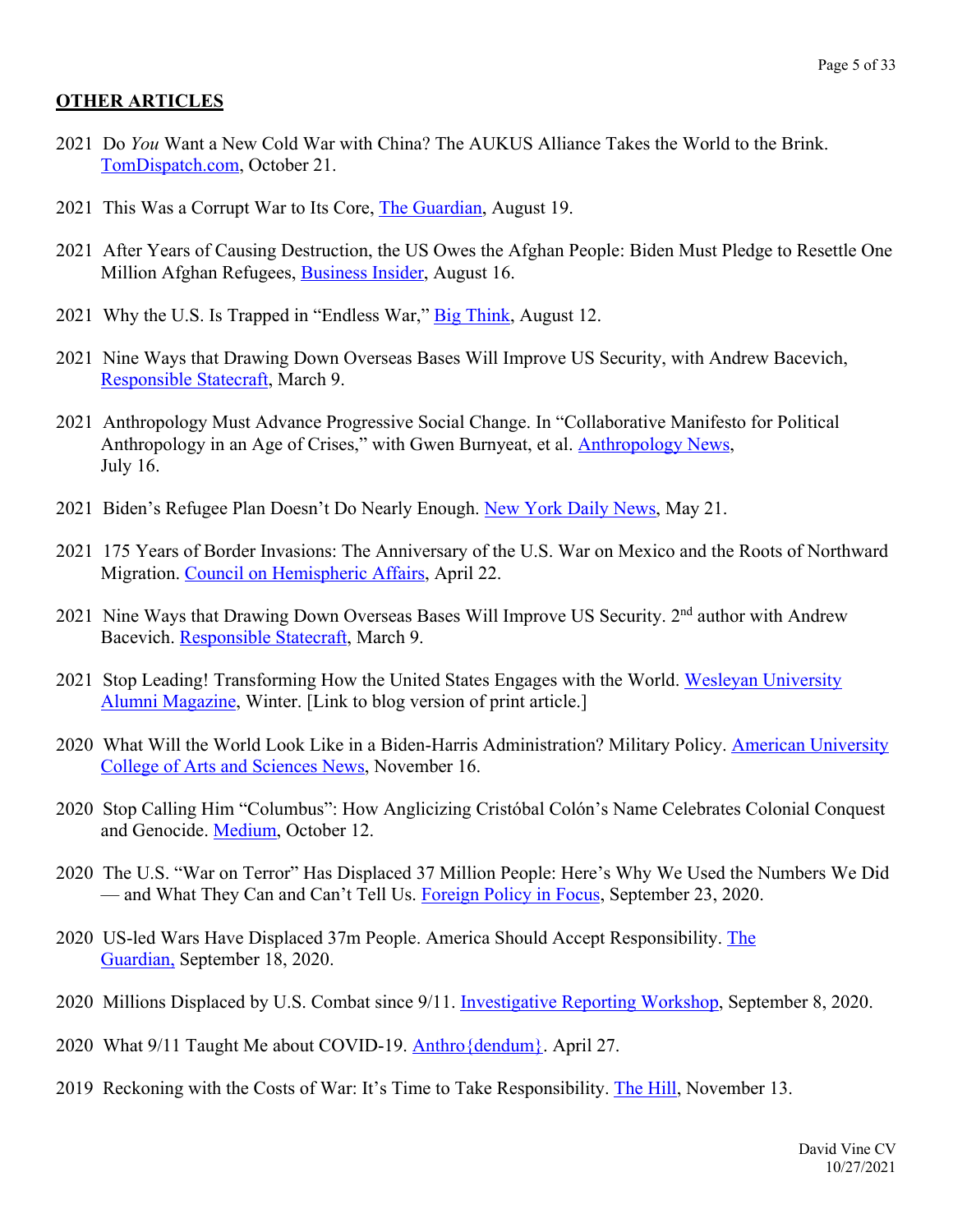## OTHER ARTICLES

2021 Do *You* Want a New Cold War with China? The AUKUS Alliance Takes the World to the Brink. TomDispatch.com, October 21.

2021 This Was a Corrupt War to Its Core, The Guardian, August 19.

2021 After Years of Causing Destruction, the US Owes the Afghan People: Biden Must Pledge to Resettle One Million Afghan Refugees, Business Insider, August 16.

2021 Why the U.S. Is Trapped in "Endless War," Big Think, August 12.

2021 Nine Ways that Drawing Down Overseas Bases Will Improve US Security, with Andrew Bacevich, Responsible Statecraft, March 9.

2021 Anthropology Must Advance Progressive Social Change. In "Collaborative Manifesto for Political Anthropology in an Age of Crises," with Gwen Burnyeat, et al. Anthropology News, July 16.

2021 Biden's Refugee Plan Doesn't Do Nearly Enough. New York Daily News, May 21.

2021 175 Years of Border Invasions: The Anniversary of the U.S. War on Mexico and the Roots of Northward Migration. Council on Hemispheric Affairs, April 22.

2021 Nine Ways that Drawing Down Overseas Bases Will Improve US Security. 2nd author with Andrew Bacevich. Responsible Statecraft, March 9.

2021 Stop Leading! Transforming How the United States Engages with the World. Wesleyan University Alumni Magazine, Winter. [Link to blog version of print article.]

2020 What Will the World Look Like in a Biden-Harris Administration? Military Policy. American University College of Arts and Sciences News, November 16.

2020 Stop Calling Him "Columbus": How Anglicizing Cristóbal Colón's Name Celebrates Colonial Conquest and Genocide. Medium, October 12.

2020 The U.S. "War on Terror" Has Displaced 37 Million People: Here's Why We Used the Numbers We Did — and What They Can and Can't Tell Us. Foreign Policy in Focus, September 23, 2020.

2020 US-led Wars Have Displaced 37m People. America Should Accept Responsibility. The Guardian, September 18, 2020.

2020 Millions Displaced by U.S. Combat since 9/11. Investigative Reporting Workshop, September 8, 2020.

2020 What 9/11 Taught Me about COVID-19. Anthro{dendum}. April 27.

2019 Reckoning with the Costs of War: It's Time to Take Responsibility. The Hill, November 13.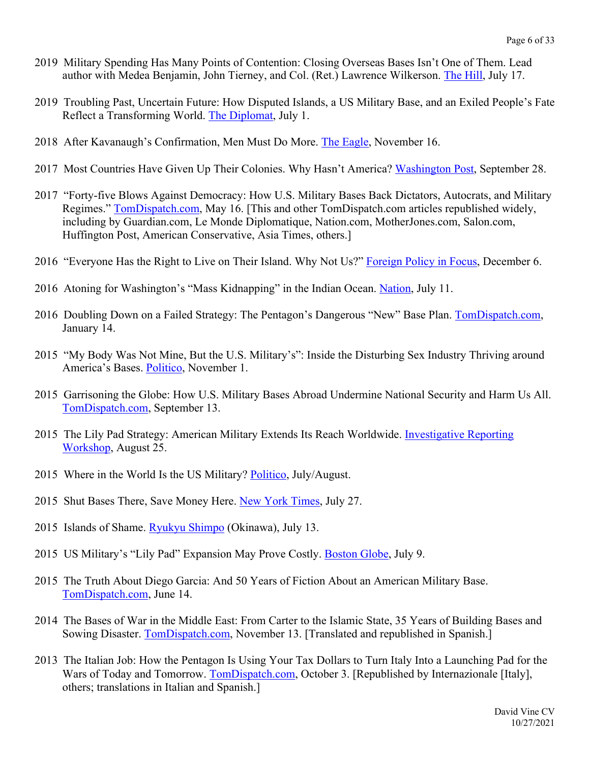2019 Military Spending Has Many Points of Contention: Closing Overseas Bases Isn't One of Them. Lead author with Medea Benjamin, John Tierney, and Col. (Ret.) Lawrence Wilkerson. The Hill, July 17.

2019 Troubling Past, Uncertain Future: How Disputed Islands, a US Military Base, and an Exiled People's Fate Reflect a Transforming World. The Diplomat, July 1.

2018 After Kavanaugh's Confirmation, Men Must Do More. The Eagle, November 16.

2017 Most Countries Have Given Up Their Colonies. Why Hasn't America? Washington Post, September 28.

2017 "Forty-five Blows Against Democracy: How U.S. Military Bases Back Dictators, Autocrats, and Military Regimes." TomDispatch.com, May 16. [This and other TomDispatch.com articles republished widely, including by Guardian.com, Le Monde Diplomatique, Nation.com, MotherJones.com, Salon.com, Huffington Post, American Conservative, Asia Times, others.]

2016 "Everyone Has the Right to Live on Their Island. Why Not Us?" Foreign Policy in Focus, December 6.

2016 Atoning for Washington's "Mass Kidnapping" in the Indian Ocean. Nation, July 11.

2016 Doubling Down on a Failed Strategy: The Pentagon's Dangerous "New" Base Plan. TomDispatch.com, January 14.

2015 "My Body Was Not Mine, But the U.S. Military's": Inside the Disturbing Sex Industry Thriving around America's Bases. Politico, November 1.

2015 Garrisoning the Globe: How U.S. Military Bases Abroad Undermine National Security and Harm Us All. TomDispatch.com, September 13.

2015 The Lily Pad Strategy: American Military Extends Its Reach Worldwide. Investigative Reporting Workshop, August 25.

2015 Where in the World Is the US Military? Politico, July/August.

2015 Shut Bases There, Save Money Here. New York Times, July 27.

2015 Islands of Shame. Ryukyu Shimpo (Okinawa), July 13.

2015 US Military's "Lily Pad" Expansion May Prove Costly. Boston Globe, July 9.

2015 The Truth About Diego Garcia: And 50 Years of Fiction About an American Military Base. TomDispatch.com, June 14.

2014 The Bases of War in the Middle East: From Carter to the Islamic State, 35 Years of Building Bases and Sowing Disaster. TomDispatch.com, November 13. [Translated and republished in Spanish.]

2013 The Italian Job: How the Pentagon Is Using Your Tax Dollars to Turn Italy Into a Launching Pad for the Wars of Today and Tomorrow. TomDispatch.com, October 3. [Republished by Internazionale [Italy], others; translations in Italian and Spanish.]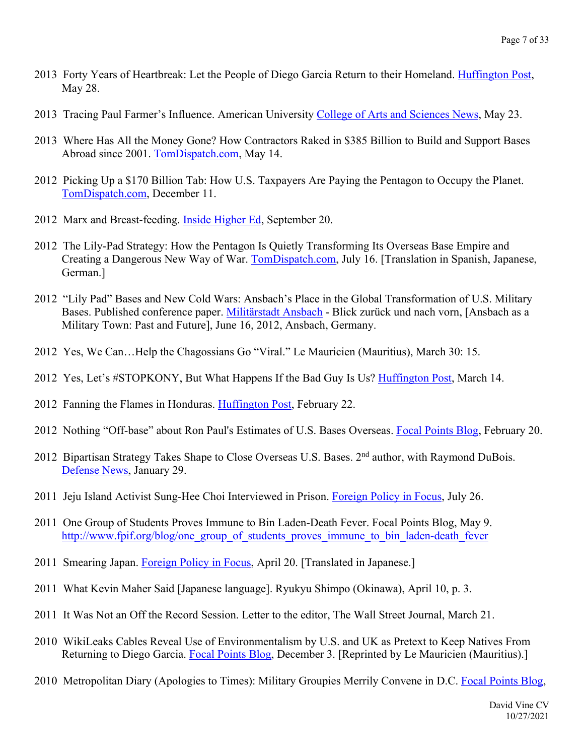2013 Forty Years of Heartbreak: Let the People of Diego Garcia Return to their Homeland. Huffington Post, May 28.

2013 Tracing Paul Farmer's Influence. American University College of Arts and Sciences News, May 23.

2013 Where Has All the Money Gone? How Contractors Raked in $385 Billion to Build and Support Bases Abroad since 2001. TomDispatch.com, May 14.

2012 Picking Up a $170 Billion Tab: How U.S. Taxpayers Are Paying the Pentagon to Occupy the Planet. TomDispatch.com, December 11.

2012 Marx and Breast-feeding. Inside Higher Ed, September 20.

2012 The Lily-Pad Strategy: How the Pentagon Is Quietly Transforming Its Overseas Base Empire and Creating a Dangerous New Way of War. TomDispatch.com, July 16. [Translation in Spanish, Japanese, German.]

2012 "Lily Pad" Bases and New Cold Wars: Ansbach's Place in the Global Transformation of U.S. Military Bases. Published conference paper. Militärstadt Ansbach - Blick zurück und nach vorn, [Ansbach as a Military Town: Past and Future], June 16, 2012, Ansbach, Germany.

2012 Yes, We Can…Help the Chagossians Go "Viral." Le Mauricien (Mauritius), March 30: 15.

2012 Yes, Let's #STOPKONY, But What Happens If the Bad Guy Is Us? Huffington Post, March 14.

2012 Fanning the Flames in Honduras. Huffington Post, February 22.

2012 Nothing "Off-base" about Ron Paul's Estimates of U.S. Bases Overseas. Focal Points Blog, February 20.

2012 Bipartisan Strategy Takes Shape to Close Overseas U.S. Bases. 2nd author, with Raymond DuBois. Defense News, January 29.

2011 Jeju Island Activist Sung-Hee Choi Interviewed in Prison. Foreign Policy in Focus, July 26.

2011 One Group of Students Proves Immune to Bin Laden-Death Fever. Focal Points Blog, May 9. http://www.fpif.org/blog/one_group_of_students_proves_immune_to_bin_laden-death_fever

2011 Smearing Japan. Foreign Policy in Focus, April 20. [Translated in Japanese.]

2011 What Kevin Maher Said [Japanese language]. Ryukyu Shimpo (Okinawa), April 10, p. 3.

2011 It Was Not an Off the Record Session. Letter to the editor, The Wall Street Journal, March 21.

2010 WikiLeaks Cables Reveal Use of Environmentalism by U.S. and UK as Pretext to Keep Natives From Returning to Diego Garcia. Focal Points Blog, December 3. [Reprinted by Le Mauricien (Mauritius).]

2010 Metropolitan Diary (Apologies to Times): Military Groupies Merrily Convene in D.C. Focal Points Blog,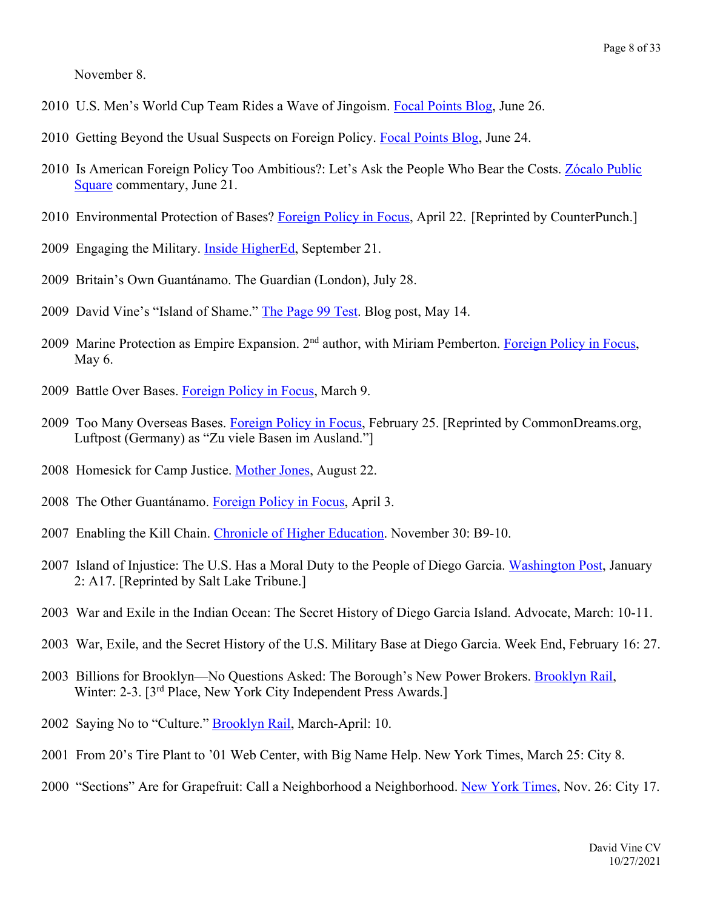November 8.

2010 U.S. Men's World Cup Team Rides a Wave of Jingoism. Focal Points Blog, June 26.

2010 Getting Beyond the Usual Suspects on Foreign Policy. Focal Points Blog, June 24.

2010 Is American Foreign Policy Too Ambitious?: Let's Ask the People Who Bear the Costs. Zócalo Public Square commentary, June 21.

2010 Environmental Protection of Bases? Foreign Policy in Focus, April 22. [Reprinted by CounterPunch.]

2009 Engaging the Military. Inside HigherEd, September 21.

2009 Britain's Own Guantánamo. The Guardian (London), July 28.

2009 David Vine's "Island of Shame." The Page 99 Test. Blog post, May 14.

2009 Marine Protection as Empire Expansion. 2nd author, with Miriam Pemberton. Foreign Policy in Focus, May 6.

2009 Battle Over Bases. Foreign Policy in Focus, March 9.

2009 Too Many Overseas Bases. Foreign Policy in Focus, February 25. [Reprinted by CommonDreams.org, Luftpost (Germany) as "Zu viele Basen im Ausland."]

2008 Homesick for Camp Justice. Mother Jones, August 22.

2008 The Other Guantánamo. Foreign Policy in Focus, April 3.

2007 Enabling the Kill Chain. Chronicle of Higher Education. November 30: B9-10.

2007 Island of Injustice: The U.S. Has a Moral Duty to the People of Diego Garcia. Washington Post, January 2: A17. [Reprinted by Salt Lake Tribune.]

2003 War and Exile in the Indian Ocean: The Secret History of Diego Garcia Island. Advocate, March: 10-11.

2003 War, Exile, and the Secret History of the U.S. Military Base at Diego Garcia. Week End, February 16: 27.

2003 Billions for Brooklyn—No Questions Asked: The Borough's New Power Brokers. Brooklyn Rail, Winter: 2-3. [3rd Place, New York City Independent Press Awards.]

2002 Saying No to "Culture." Brooklyn Rail, March-April: 10.

2001 From 20's Tire Plant to '01 Web Center, with Big Name Help. New York Times, March 25: City 8.

2000 "Sections" Are for Grapefruit: Call a Neighborhood a Neighborhood. New York Times, Nov. 26: City 17.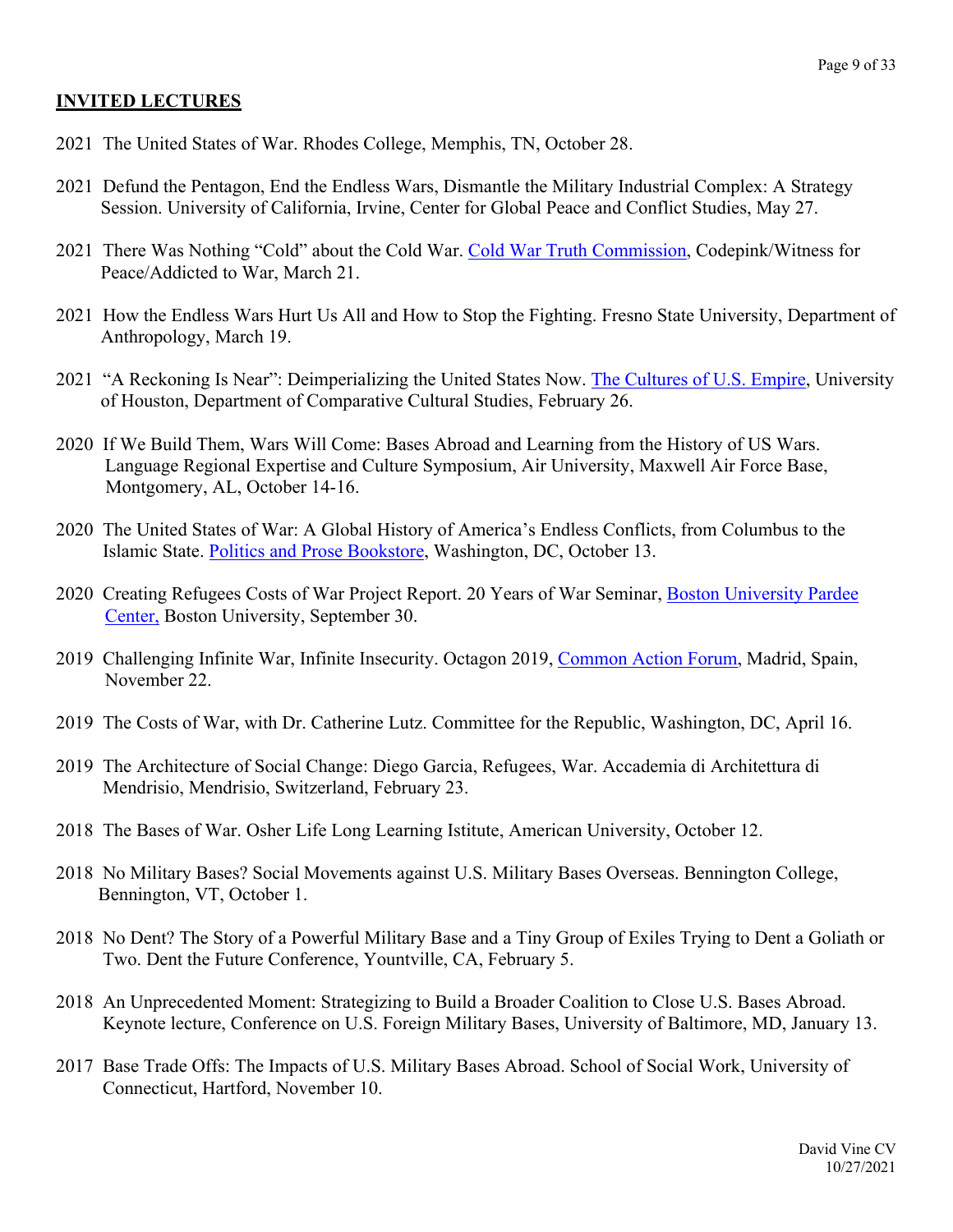## INVITED LECTURES

2021 The United States of War. Rhodes College, Memphis, TN, October 28.

2021 Defund the Pentagon, End the Endless Wars, Dismantle the Military Industrial Complex: A Strategy Session. University of California, Irvine, Center for Global Peace and Conflict Studies, May 27.

2021 There Was Nothing "Cold" about the Cold War. Cold War Truth Commission, Codepink/Witness for Peace/Addicted to War, March 21.

2021 How the Endless Wars Hurt Us All and How to Stop the Fighting. Fresno State University, Department of Anthropology, March 19.

2021 "A Reckoning Is Near": Deimperializing the United States Now. The Cultures of U.S. Empire, University of Houston, Department of Comparative Cultural Studies, February 26.

2020 If We Build Them, Wars Will Come: Bases Abroad and Learning from the History of US Wars. Language Regional Expertise and Culture Symposium, Air University, Maxwell Air Force Base, Montgomery, AL, October 14-16.

2020 The United States of War: A Global History of America's Endless Conflicts, from Columbus to the Islamic State. Politics and Prose Bookstore, Washington, DC, October 13.

2020 Creating Refugees Costs of War Project Report. 20 Years of War Seminar, Boston University Pardee Center, Boston University, September 30.

2019 Challenging Infinite War, Infinite Insecurity. Octagon 2019, Common Action Forum, Madrid, Spain, November 22.

2019 The Costs of War, with Dr. Catherine Lutz. Committee for the Republic, Washington, DC, April 16.

2019 The Architecture of Social Change: Diego Garcia, Refugees, War. Accademia di Architettura di Mendrisio, Mendrisio, Switzerland, February 23.

2018 The Bases of War. Osher Life Long Learning Istitute, American University, October 12.

2018 No Military Bases? Social Movements against U.S. Military Bases Overseas. Bennington College, Bennington, VT, October 1.

2018 No Dent? The Story of a Powerful Military Base and a Tiny Group of Exiles Trying to Dent a Goliath or Two. Dent the Future Conference, Yountville, CA, February 5.

2018 An Unprecedented Moment: Strategizing to Build a Broader Coalition to Close U.S. Bases Abroad. Keynote lecture, Conference on U.S. Foreign Military Bases, University of Baltimore, MD, January 13.

2017 Base Trade Offs: The Impacts of U.S. Military Bases Abroad. School of Social Work, University of Connecticut, Hartford, November 10.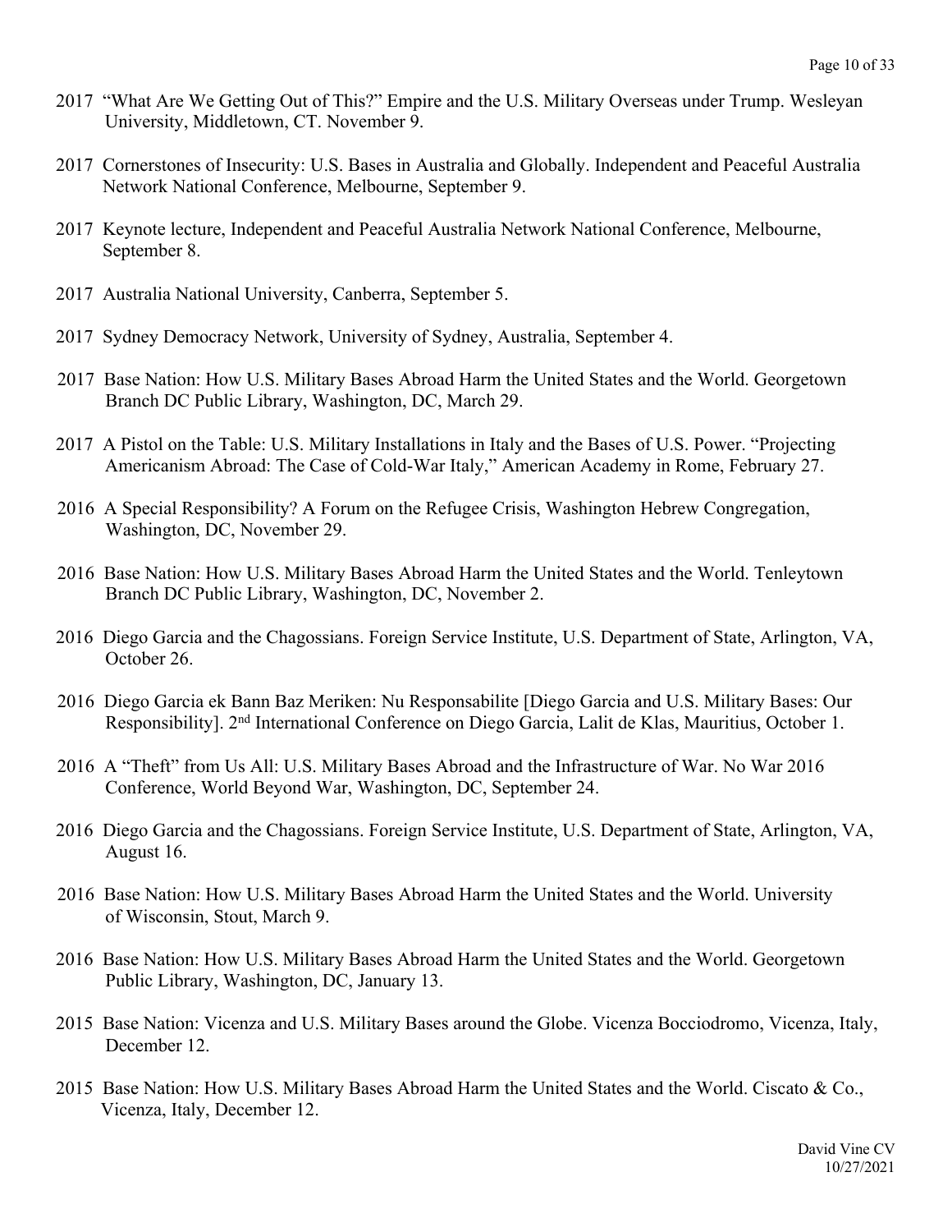2017 "What Are We Getting Out of This?" Empire and the U.S. Military Overseas under Trump. Wesleyan University, Middletown, CT. November 9.

2017 Cornerstones of Insecurity: U.S. Bases in Australia and Globally. Independent and Peaceful Australia Network National Conference, Melbourne, September 9.

2017 Keynote lecture, Independent and Peaceful Australia Network National Conference, Melbourne, September 8.

2017 Australia National University, Canberra, September 5.

2017 Sydney Democracy Network, University of Sydney, Australia, September 4.

2017 Base Nation: How U.S. Military Bases Abroad Harm the United States and the World. Georgetown Branch DC Public Library, Washington, DC, March 29.

2017 A Pistol on the Table: U.S. Military Installations in Italy and the Bases of U.S. Power. "Projecting Americanism Abroad: The Case of Cold-War Italy," American Academy in Rome, February 27.

2016 A Special Responsibility? A Forum on the Refugee Crisis, Washington Hebrew Congregation, Washington, DC, November 29.

2016 Base Nation: How U.S. Military Bases Abroad Harm the United States and the World. Tenleytown Branch DC Public Library, Washington, DC, November 2.

2016 Diego Garcia and the Chagossians. Foreign Service Institute, U.S. Department of State, Arlington, VA, October 26.

2016 Diego Garcia ek Bann Baz Meriken: Nu Responsabilite [Diego Garcia and U.S. Military Bases: Our Responsibility]. 2nd International Conference on Diego Garcia, Lalit de Klas, Mauritius, October 1.

2016 A "Theft" from Us All: U.S. Military Bases Abroad and the Infrastructure of War. No War 2016 Conference, World Beyond War, Washington, DC, September 24.

2016 Diego Garcia and the Chagossians. Foreign Service Institute, U.S. Department of State, Arlington, VA, August 16.

2016 Base Nation: How U.S. Military Bases Abroad Harm the United States and the World. University of Wisconsin, Stout, March 9.

2016 Base Nation: How U.S. Military Bases Abroad Harm the United States and the World. Georgetown Public Library, Washington, DC, January 13.

2015 Base Nation: Vicenza and U.S. Military Bases around the Globe. Vicenza Bocciodromo, Vicenza, Italy, December 12.

2015 Base Nation: How U.S. Military Bases Abroad Harm the United States and the World. Ciscato & Co., Vicenza, Italy, December 12.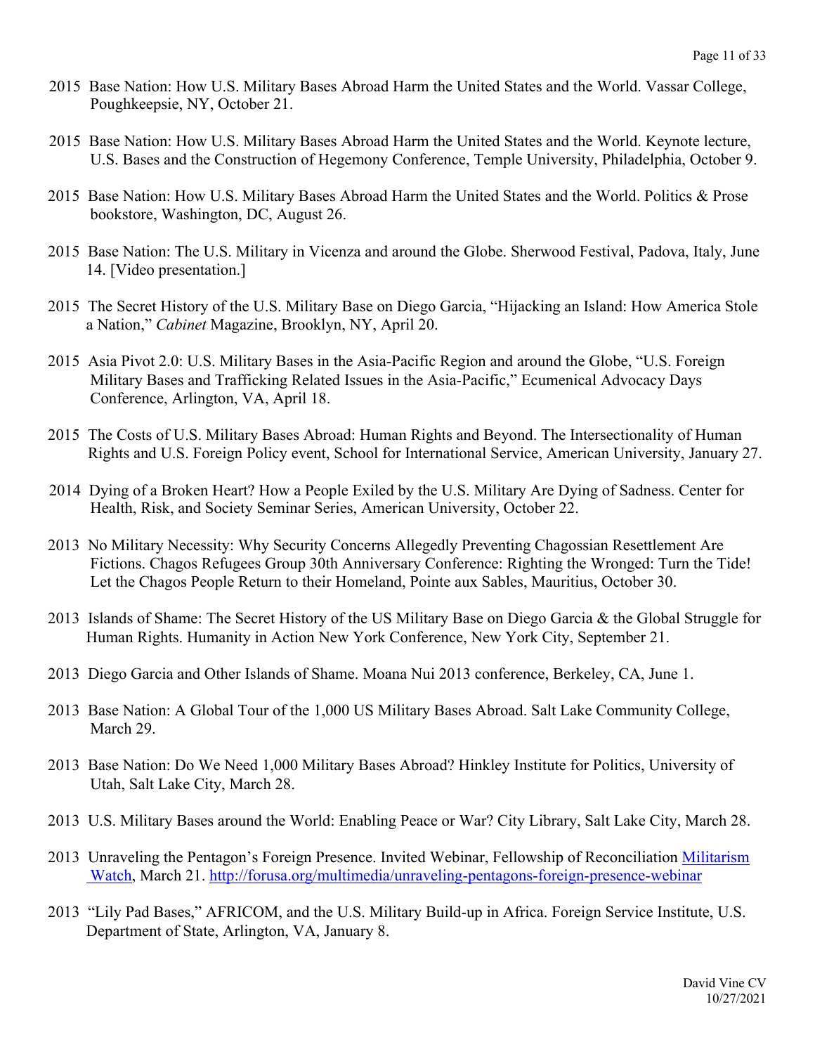2015 Base Nation: How U.S. Military Bases Abroad Harm the United States and the World. Vassar College, Poughkeepsie, NY, October 21.

2015 Base Nation: How U.S. Military Bases Abroad Harm the United States and the World. Keynote lecture, U.S. Bases and the Construction of Hegemony Conference, Temple University, Philadelphia, October 9.

2015 Base Nation: How U.S. Military Bases Abroad Harm the United States and the World. Politics & Prose bookstore, Washington, DC, August 26.

2015 Base Nation: The U.S. Military in Vicenza and around the Globe. Sherwood Festival, Padova, Italy, June 14. [Video presentation.]

2015 The Secret History of the U.S. Military Base on Diego Garcia, "Hijacking an Island: How America Stole a Nation," *Cabinet* Magazine, Brooklyn, NY, April 20.

2015 Asia Pivot 2.0: U.S. Military Bases in the Asia-Pacific Region and around the Globe, "U.S. Foreign Military Bases and Trafficking Related Issues in the Asia-Pacific," Ecumenical Advocacy Days Conference, Arlington, VA, April 18.

2015 The Costs of U.S. Military Bases Abroad: Human Rights and Beyond. The Intersectionality of Human Rights and U.S. Foreign Policy event, School for International Service, American University, January 27.

2014 Dying of a Broken Heart? How a People Exiled by the U.S. Military Are Dying of Sadness. Center for Health, Risk, and Society Seminar Series, American University, October 22.

2013 No Military Necessity: Why Security Concerns Allegedly Preventing Chagossian Resettlement Are Fictions. Chagos Refugees Group 30th Anniversary Conference: Righting the Wronged: Turn the Tide! Let the Chagos People Return to their Homeland, Pointe aux Sables, Mauritius, October 30.

2013 Islands of Shame: The Secret History of the US Military Base on Diego Garcia & the Global Struggle for Human Rights. Humanity in Action New York Conference, New York City, September 21.

2013 Diego Garcia and Other Islands of Shame. Moana Nui 2013 conference, Berkeley, CA, June 1.

2013 Base Nation: A Global Tour of the 1,000 US Military Bases Abroad. Salt Lake Community College, March 29.

2013 Base Nation: Do We Need 1,000 Military Bases Abroad? Hinkley Institute for Politics, University of Utah, Salt Lake City, March 28.

2013 U.S. Military Bases around the World: Enabling Peace or War? City Library, Salt Lake City, March 28.

2013 Unraveling the Pentagon's Foreign Presence. Invited Webinar, Fellowship of Reconciliation [Militarism Watch](http://forusa.org/multimedia/unraveling-pentagons-foreign-presence-webinar), March 21. http://forusa.org/multimedia/unraveling-pentagons-foreign-presence-webinar

2013 "Lily Pad Bases," AFRICOM, and the U.S. Military Build-up in Africa. Foreign Service Institute, U.S. Department of State, Arlington, VA, January 8.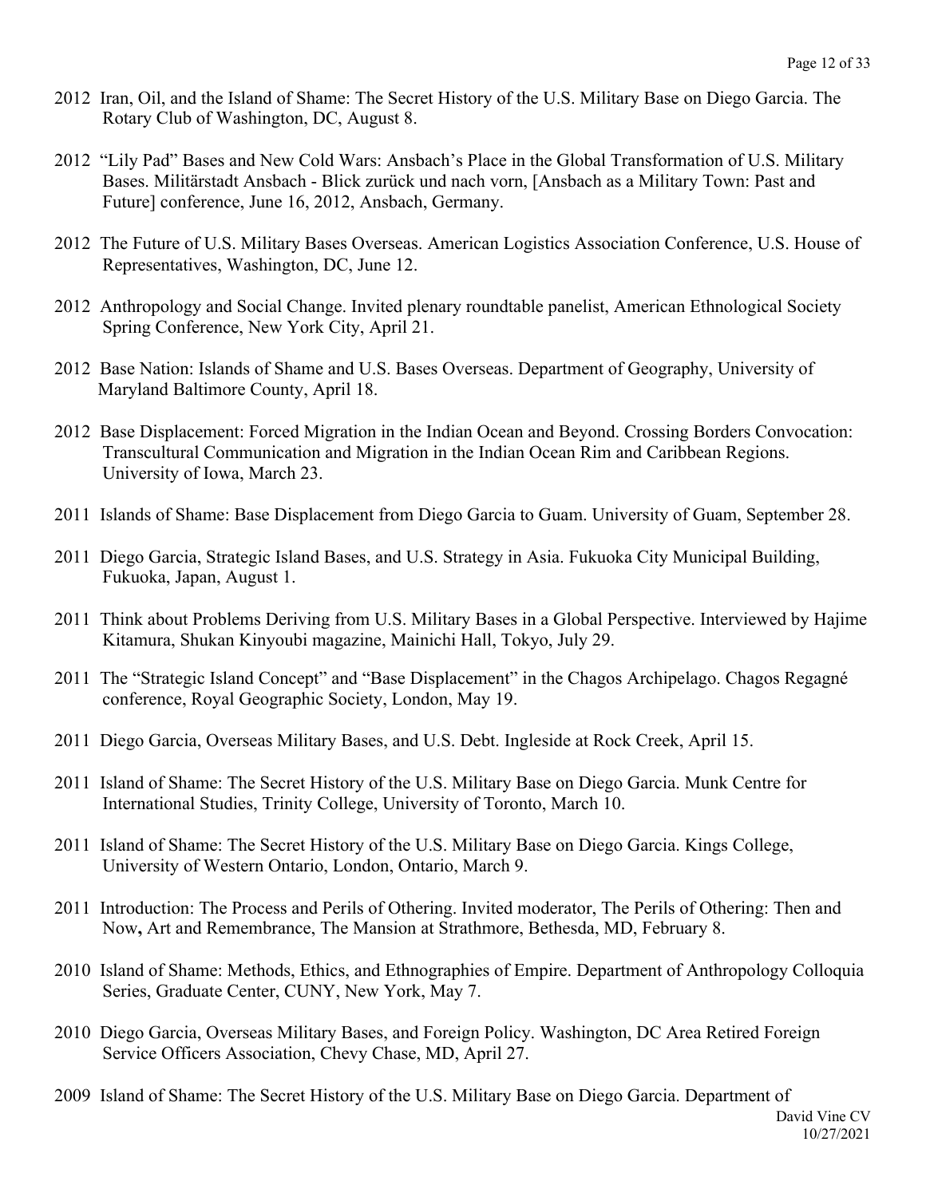2012 Iran, Oil, and the Island of Shame: The Secret History of the U.S. Military Base on Diego Garcia. The Rotary Club of Washington, DC, August 8.

2012 "Lily Pad" Bases and New Cold Wars: Ansbach's Place in the Global Transformation of U.S. Military Bases. Militärstadt Ansbach - Blick zurück und nach vorn, [Ansbach as a Military Town: Past and Future] conference, June 16, 2012, Ansbach, Germany.

2012 The Future of U.S. Military Bases Overseas. American Logistics Association Conference, U.S. House of Representatives, Washington, DC, June 12.

2012 Anthropology and Social Change. Invited plenary roundtable panelist, American Ethnological Society Spring Conference, New York City, April 21.

2012 Base Nation: Islands of Shame and U.S. Bases Overseas. Department of Geography, University of Maryland Baltimore County, April 18.

2012 Base Displacement: Forced Migration in the Indian Ocean and Beyond. Crossing Borders Convocation: Transcultural Communication and Migration in the Indian Ocean Rim and Caribbean Regions. University of Iowa, March 23.

2011 Islands of Shame: Base Displacement from Diego Garcia to Guam. University of Guam, September 28.

2011 Diego Garcia, Strategic Island Bases, and U.S. Strategy in Asia. Fukuoka City Municipal Building, Fukuoka, Japan, August 1.

2011 Think about Problems Deriving from U.S. Military Bases in a Global Perspective. Interviewed by Hajime Kitamura, Shukan Kinyoubi magazine, Mainichi Hall, Tokyo, July 29.

2011 The "Strategic Island Concept" and "Base Displacement" in the Chagos Archipelago. Chagos Regagné conference, Royal Geographic Society, London, May 19.

2011 Diego Garcia, Overseas Military Bases, and U.S. Debt. Ingleside at Rock Creek, April 15.

2011 Island of Shame: The Secret History of the U.S. Military Base on Diego Garcia. Munk Centre for International Studies, Trinity College, University of Toronto, March 10.

2011 Island of Shame: The Secret History of the U.S. Military Base on Diego Garcia. Kings College, University of Western Ontario, London, Ontario, March 9.

2011 Introduction: The Process and Perils of Othering. Invited moderator, The Perils of Othering: Then and Now**,** Art and Remembrance, The Mansion at Strathmore, Bethesda, MD, February 8.

2010 Island of Shame: Methods, Ethics, and Ethnographies of Empire. Department of Anthropology Colloquia Series, Graduate Center, CUNY, New York, May 7.

2010 Diego Garcia, Overseas Military Bases, and Foreign Policy. Washington, DC Area Retired Foreign Service Officers Association, Chevy Chase, MD, April 27.

2009 Island of Shame: The Secret History of the U.S. Military Base on Diego Garcia. Department of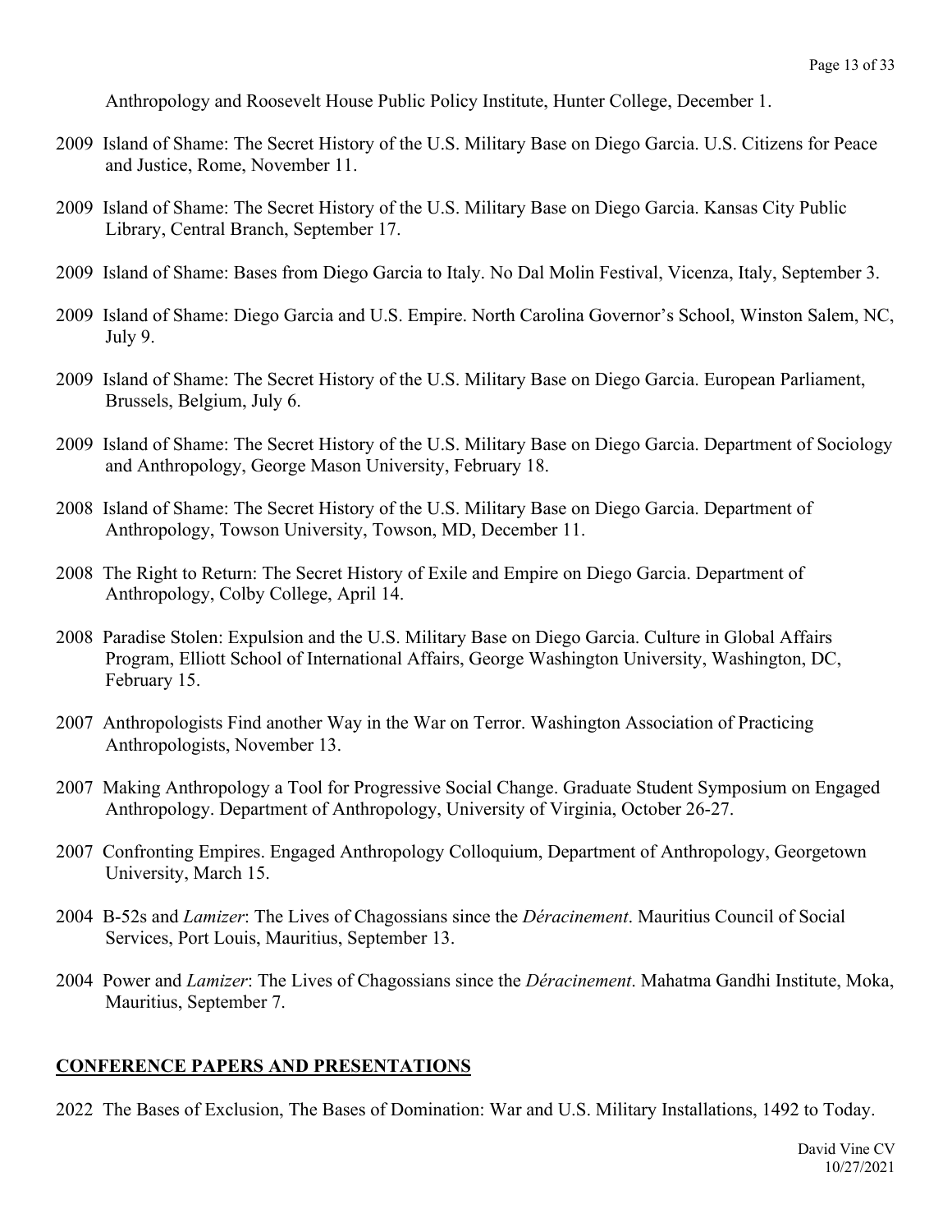Anthropology and Roosevelt House Public Policy Institute, Hunter College, December 1.

2009 Island of Shame: The Secret History of the U.S. Military Base on Diego Garcia. U.S. Citizens for Peace and Justice, Rome, November 11.

2009 Island of Shame: The Secret History of the U.S. Military Base on Diego Garcia. Kansas City Public Library, Central Branch, September 17.

2009 Island of Shame: Bases from Diego Garcia to Italy. No Dal Molin Festival, Vicenza, Italy, September 3.

2009 Island of Shame: Diego Garcia and U.S. Empire. North Carolina Governor's School, Winston Salem, NC, July 9.

2009 Island of Shame: The Secret History of the U.S. Military Base on Diego Garcia. European Parliament, Brussels, Belgium, July 6.

2009 Island of Shame: The Secret History of the U.S. Military Base on Diego Garcia. Department of Sociology and Anthropology, George Mason University, February 18.

2008 Island of Shame: The Secret History of the U.S. Military Base on Diego Garcia. Department of Anthropology, Towson University, Towson, MD, December 11.

2008 The Right to Return: The Secret History of Exile and Empire on Diego Garcia. Department of Anthropology, Colby College, April 14.

2008 Paradise Stolen: Expulsion and the U.S. Military Base on Diego Garcia. Culture in Global Affairs Program, Elliott School of International Affairs, George Washington University, Washington, DC, February 15.

2007 Anthropologists Find another Way in the War on Terror. Washington Association of Practicing Anthropologists, November 13.

2007 Making Anthropology a Tool for Progressive Social Change. Graduate Student Symposium on Engaged Anthropology. Department of Anthropology, University of Virginia, October 26-27.

2007 Confronting Empires. Engaged Anthropology Colloquium, Department of Anthropology, Georgetown University, March 15.

2004 B-52s and *Lamizer*: The Lives of Chagossians since the *Déracinement*. Mauritius Council of Social Services, Port Louis, Mauritius, September 13.

2004 Power and *Lamizer*: The Lives of Chagossians since the *Déracinement*. Mahatma Gandhi Institute, Moka, Mauritius, September 7.

## CONFERENCE PAPERS AND PRESENTATIONS

2022 The Bases of Exclusion, The Bases of Domination: War and U.S. Military Installations, 1492 to Today.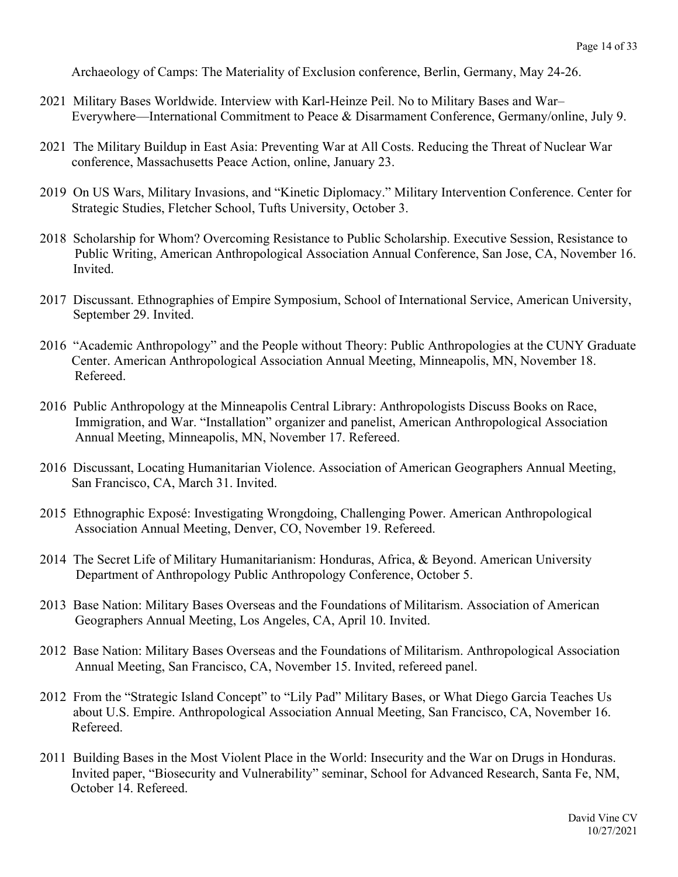Archaeology of Camps: The Materiality of Exclusion conference, Berlin, Germany, May 24-26.

2021 Military Bases Worldwide. Interview with Karl-Heinze Peil. No to Military Bases and War–Everywhere—International Commitment to Peace & Disarmament Conference, Germany/online, July 9.

2021 The Military Buildup in East Asia: Preventing War at All Costs. Reducing the Threat of Nuclear War conference, Massachusetts Peace Action, online, January 23.

2019 On US Wars, Military Invasions, and "Kinetic Diplomacy." Military Intervention Conference. Center for Strategic Studies, Fletcher School, Tufts University, October 3.

2018 Scholarship for Whom? Overcoming Resistance to Public Scholarship. Executive Session, Resistance to Public Writing, American Anthropological Association Annual Conference, San Jose, CA, November 16. Invited.

2017 Discussant. Ethnographies of Empire Symposium, School of International Service, American University, September 29. Invited.

2016 "Academic Anthropology" and the People without Theory: Public Anthropologies at the CUNY Graduate Center. American Anthropological Association Annual Meeting, Minneapolis, MN, November 18. Refereed.

2016 Public Anthropology at the Minneapolis Central Library: Anthropologists Discuss Books on Race, Immigration, and War. "Installation" organizer and panelist, American Anthropological Association Annual Meeting, Minneapolis, MN, November 17. Refereed.

2016 Discussant, Locating Humanitarian Violence. Association of American Geographers Annual Meeting, San Francisco, CA, March 31. Invited.

2015 Ethnographic Exposé: Investigating Wrongdoing, Challenging Power. American Anthropological Association Annual Meeting, Denver, CO, November 19. Refereed.

2014 The Secret Life of Military Humanitarianism: Honduras, Africa, & Beyond. American University Department of Anthropology Public Anthropology Conference, October 5.

2013 Base Nation: Military Bases Overseas and the Foundations of Militarism. Association of American Geographers Annual Meeting, Los Angeles, CA, April 10. Invited.

2012 Base Nation: Military Bases Overseas and the Foundations of Militarism. Anthropological Association Annual Meeting, San Francisco, CA, November 15. Invited, refereed panel.

2012 From the "Strategic Island Concept" to "Lily Pad" Military Bases, or What Diego Garcia Teaches Us about U.S. Empire. Anthropological Association Annual Meeting, San Francisco, CA, November 16. Refereed.

2011 Building Bases in the Most Violent Place in the World: Insecurity and the War on Drugs in Honduras. Invited paper, "Biosecurity and Vulnerability" seminar, School for Advanced Research, Santa Fe, NM, October 14. Refereed.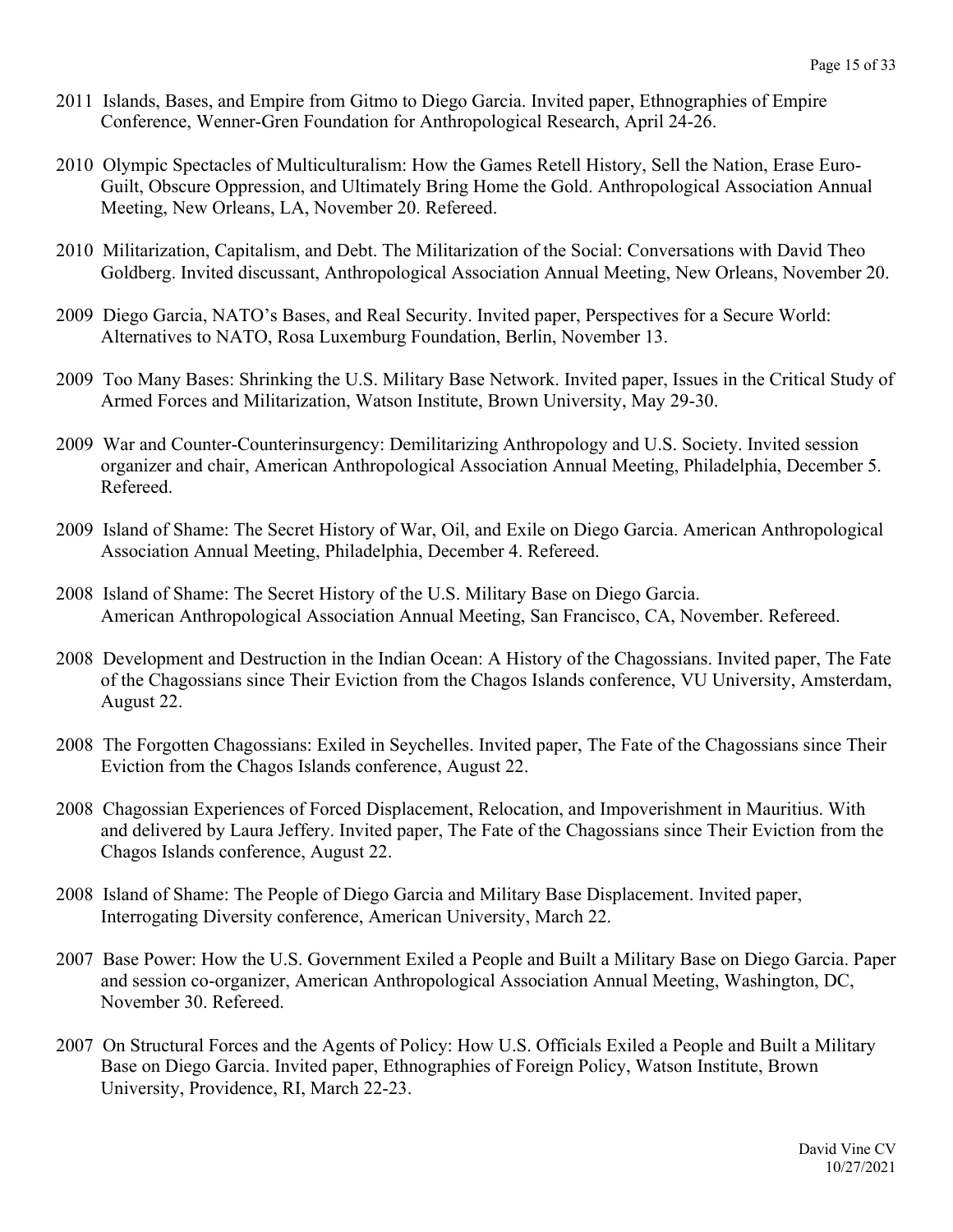2011 Islands, Bases, and Empire from Gitmo to Diego Garcia. Invited paper, Ethnographies of Empire Conference, Wenner-Gren Foundation for Anthropological Research, April 24-26.

2010 Olympic Spectacles of Multiculturalism: How the Games Retell History, Sell the Nation, Erase Euro-Guilt, Obscure Oppression, and Ultimately Bring Home the Gold. Anthropological Association Annual Meeting, New Orleans, LA, November 20. Refereed.

2010 Militarization, Capitalism, and Debt. The Militarization of the Social: Conversations with David Theo Goldberg. Invited discussant, Anthropological Association Annual Meeting, New Orleans, November 20.

2009 Diego Garcia, NATO's Bases, and Real Security. Invited paper, Perspectives for a Secure World: Alternatives to NATO, Rosa Luxemburg Foundation, Berlin, November 13.

2009 Too Many Bases: Shrinking the U.S. Military Base Network. Invited paper, Issues in the Critical Study of Armed Forces and Militarization, Watson Institute, Brown University, May 29-30.

2009 War and Counter-Counterinsurgency: Demilitarizing Anthropology and U.S. Society. Invited session organizer and chair, American Anthropological Association Annual Meeting, Philadelphia, December 5. Refereed.

2009 Island of Shame: The Secret History of War, Oil, and Exile on Diego Garcia. American Anthropological Association Annual Meeting, Philadelphia, December 4. Refereed.

2008 Island of Shame: The Secret History of the U.S. Military Base on Diego Garcia. American Anthropological Association Annual Meeting, San Francisco, CA, November. Refereed.

2008 Development and Destruction in the Indian Ocean: A History of the Chagossians. Invited paper, The Fate of the Chagossians since Their Eviction from the Chagos Islands conference, VU University, Amsterdam, August 22.

2008 The Forgotten Chagossians: Exiled in Seychelles. Invited paper, The Fate of the Chagossians since Their Eviction from the Chagos Islands conference, August 22.

2008 Chagossian Experiences of Forced Displacement, Relocation, and Impoverishment in Mauritius. With and delivered by Laura Jeffery. Invited paper, The Fate of the Chagossians since Their Eviction from the Chagos Islands conference, August 22.

2008 Island of Shame: The People of Diego Garcia and Military Base Displacement. Invited paper, Interrogating Diversity conference, American University, March 22.

2007 Base Power: How the U.S. Government Exiled a People and Built a Military Base on Diego Garcia. Paper and session co-organizer, American Anthropological Association Annual Meeting, Washington, DC, November 30. Refereed.

2007 On Structural Forces and the Agents of Policy: How U.S. Officials Exiled a People and Built a Military Base on Diego Garcia. Invited paper, Ethnographies of Foreign Policy, Watson Institute, Brown University, Providence, RI, March 22-23.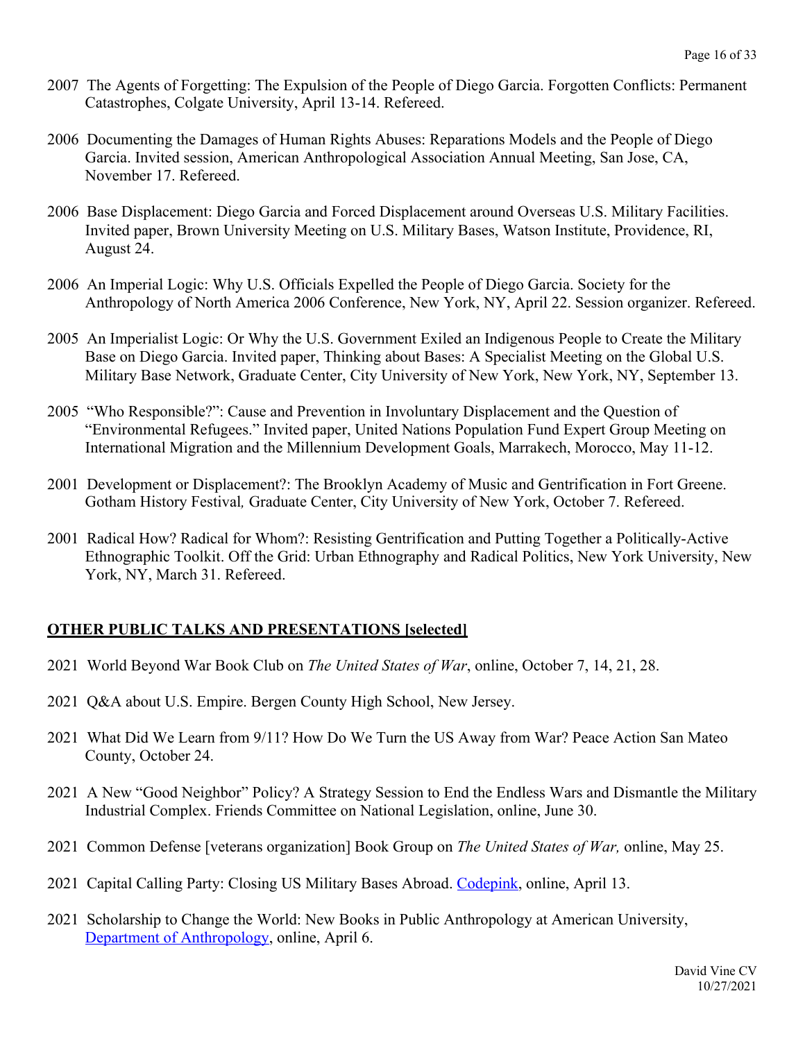2007 The Agents of Forgetting: The Expulsion of the People of Diego Garcia. Forgotten Conflicts: Permanent Catastrophes, Colgate University, April 13-14. Refereed.

2006 Documenting the Damages of Human Rights Abuses: Reparations Models and the People of Diego Garcia. Invited session, American Anthropological Association Annual Meeting, San Jose, CA, November 17. Refereed.

2006 Base Displacement: Diego Garcia and Forced Displacement around Overseas U.S. Military Facilities. Invited paper, Brown University Meeting on U.S. Military Bases, Watson Institute, Providence, RI, August 24.

2006 An Imperial Logic: Why U.S. Officials Expelled the People of Diego Garcia. Society for the Anthropology of North America 2006 Conference, New York, NY, April 22. Session organizer. Refereed.

2005 An Imperialist Logic: Or Why the U.S. Government Exiled an Indigenous People to Create the Military Base on Diego Garcia. Invited paper, Thinking about Bases: A Specialist Meeting on the Global U.S. Military Base Network, Graduate Center, City University of New York, New York, NY, September 13.

2005 "Who Responsible?": Cause and Prevention in Involuntary Displacement and the Question of "Environmental Refugees." Invited paper, United Nations Population Fund Expert Group Meeting on International Migration and the Millennium Development Goals, Marrakech, Morocco, May 11-12.

2001 Development or Displacement?: The Brooklyn Academy of Music and Gentrification in Fort Greene. Gotham History Festival*,* Graduate Center, City University of New York, October 7. Refereed.

2001 Radical How? Radical for Whom?: Resisting Gentrification and Putting Together a Politically-Active Ethnographic Toolkit. Off the Grid: Urban Ethnography and Radical Politics, New York University, New York, NY, March 31. Refereed.

## OTHER PUBLIC TALKS AND PRESENTATIONS [selected]

2021 World Beyond War Book Club on *The United States of War*, online, October 7, 14, 21, 28.

2021 Q&A about U.S. Empire. Bergen County High School, New Jersey.

2021 What Did We Learn from 9/11? How Do We Turn the US Away from War? Peace Action San Mateo County, October 24.

2021 A New "Good Neighbor" Policy? A Strategy Session to End the Endless Wars and Dismantle the Military Industrial Complex. Friends Committee on National Legislation, online, June 30.

2021 Common Defense [veterans organization] Book Group on *The United States of War,* online, May 25.

2021 Capital Calling Party: Closing US Military Bases Abroad. Codepink, online, April 13.

2021 Scholarship to Change the World: New Books in Public Anthropology at American University, Department of Anthropology, online, April 6.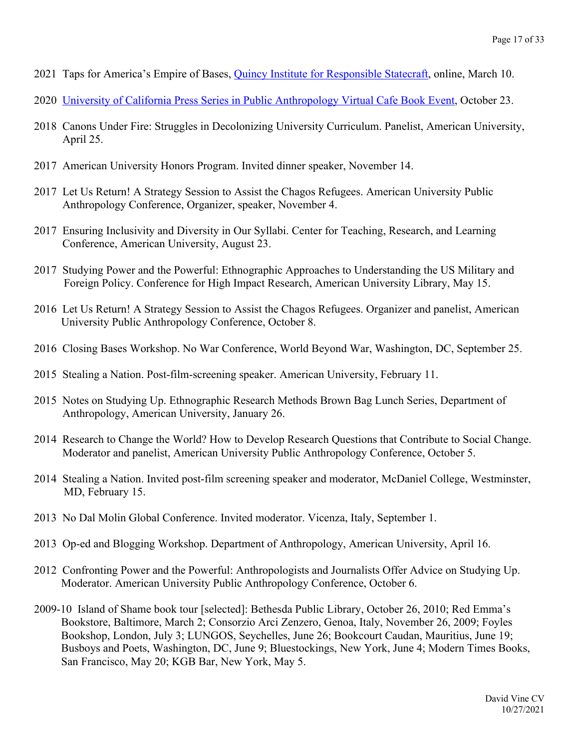2021 Taps for America's Empire of Bases, [Quincy Institute for Responsible Statecraft](), online, March 10.

2020 [University of California Press Series in Public Anthropology Virtual Cafe Book Event](), October 23.

2018 Canons Under Fire: Struggles in Decolonizing University Curriculum. Panelist, American University, April 25.

2017 American University Honors Program. Invited dinner speaker, November 14.

2017 Let Us Return! A Strategy Session to Assist the Chagos Refugees. American University Public Anthropology Conference, Organizer, speaker, November 4.

2017 Ensuring Inclusivity and Diversity in Our Syllabi. Center for Teaching, Research, and Learning Conference, American University, August 23.

2017 Studying Power and the Powerful: Ethnographic Approaches to Understanding the US Military and Foreign Policy. Conference for High Impact Research, American University Library, May 15.

2016 Let Us Return! A Strategy Session to Assist the Chagos Refugees. Organizer and panelist, American University Public Anthropology Conference, October 8.

2016 Closing Bases Workshop. No War Conference, World Beyond War, Washington, DC, September 25.

2015 Stealing a Nation. Post-film-screening speaker. American University, February 11.

2015 Notes on Studying Up. Ethnographic Research Methods Brown Bag Lunch Series, Department of Anthropology, American University, January 26.

2014 Research to Change the World? How to Develop Research Questions that Contribute to Social Change. Moderator and panelist, American University Public Anthropology Conference, October 5.

2014 Stealing a Nation. Invited post-film screening speaker and moderator, McDaniel College, Westminster, MD, February 15.

2013 No Dal Molin Global Conference. Invited moderator. Vicenza, Italy, September 1.

2013 Op-ed and Blogging Workshop. Department of Anthropology, American University, April 16.

2012 Confronting Power and the Powerful: Anthropologists and Journalists Offer Advice on Studying Up. Moderator. American University Public Anthropology Conference, October 6.

2009-10 Island of Shame book tour [selected]: Bethesda Public Library, October 26, 2010; Red Emma's Bookstore, Baltimore, March 2; Consorzio Arci Zenzero, Genoa, Italy, November 26, 2009; Foyles Bookshop, London, July 3; LUNGOS, Seychelles, June 26; Bookcourt Caudan, Mauritius, June 19; Busboys and Poets, Washington, DC, June 9; Bluestockings, New York, June 4; Modern Times Books, San Francisco, May 20; KGB Bar, New York, May 5.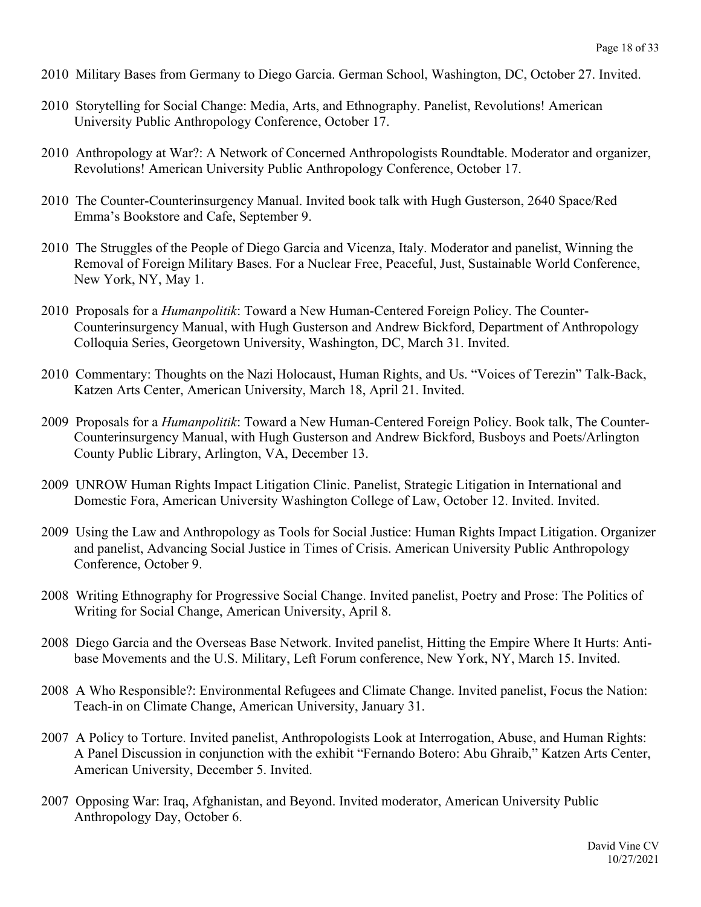2010 Military Bases from Germany to Diego Garcia. German School, Washington, DC, October 27. Invited.

2010 Storytelling for Social Change: Media, Arts, and Ethnography. Panelist, Revolutions! American University Public Anthropology Conference, October 17.

2010 Anthropology at War?: A Network of Concerned Anthropologists Roundtable. Moderator and organizer, Revolutions! American University Public Anthropology Conference, October 17.

2010 The Counter-Counterinsurgency Manual. Invited book talk with Hugh Gusterson, 2640 Space/Red Emma's Bookstore and Cafe, September 9.

2010 The Struggles of the People of Diego Garcia and Vicenza, Italy. Moderator and panelist, Winning the Removal of Foreign Military Bases. For a Nuclear Free, Peaceful, Just, Sustainable World Conference, New York, NY, May 1.

2010 Proposals for a *Humanpolitik*: Toward a New Human-Centered Foreign Policy. The Counter-Counterinsurgency Manual, with Hugh Gusterson and Andrew Bickford, Department of Anthropology Colloquia Series, Georgetown University, Washington, DC, March 31. Invited.

2010 Commentary: Thoughts on the Nazi Holocaust, Human Rights, and Us. "Voices of Terezin" Talk-Back, Katzen Arts Center, American University, March 18, April 21. Invited.

2009 Proposals for a *Humanpolitik*: Toward a New Human-Centered Foreign Policy. Book talk, The Counter-Counterinsurgency Manual, with Hugh Gusterson and Andrew Bickford, Busboys and Poets/Arlington County Public Library, Arlington, VA, December 13.

2009 UNROW Human Rights Impact Litigation Clinic. Panelist, Strategic Litigation in International and Domestic Fora, American University Washington College of Law, October 12. Invited. Invited.

2009 Using the Law and Anthropology as Tools for Social Justice: Human Rights Impact Litigation. Organizer and panelist, Advancing Social Justice in Times of Crisis. American University Public Anthropology Conference, October 9.

2008 Writing Ethnography for Progressive Social Change. Invited panelist, Poetry and Prose: The Politics of Writing for Social Change, American University, April 8.

2008 Diego Garcia and the Overseas Base Network. Invited panelist, Hitting the Empire Where It Hurts: Anti-base Movements and the U.S. Military, Left Forum conference, New York, NY, March 15. Invited.

2008 A Who Responsible?: Environmental Refugees and Climate Change. Invited panelist, Focus the Nation: Teach-in on Climate Change, American University, January 31.

2007 A Policy to Torture. Invited panelist, Anthropologists Look at Interrogation, Abuse, and Human Rights: A Panel Discussion in conjunction with the exhibit "Fernando Botero: Abu Ghraib," Katzen Arts Center, American University, December 5. Invited.

2007 Opposing War: Iraq, Afghanistan, and Beyond. Invited moderator, American University Public Anthropology Day, October 6.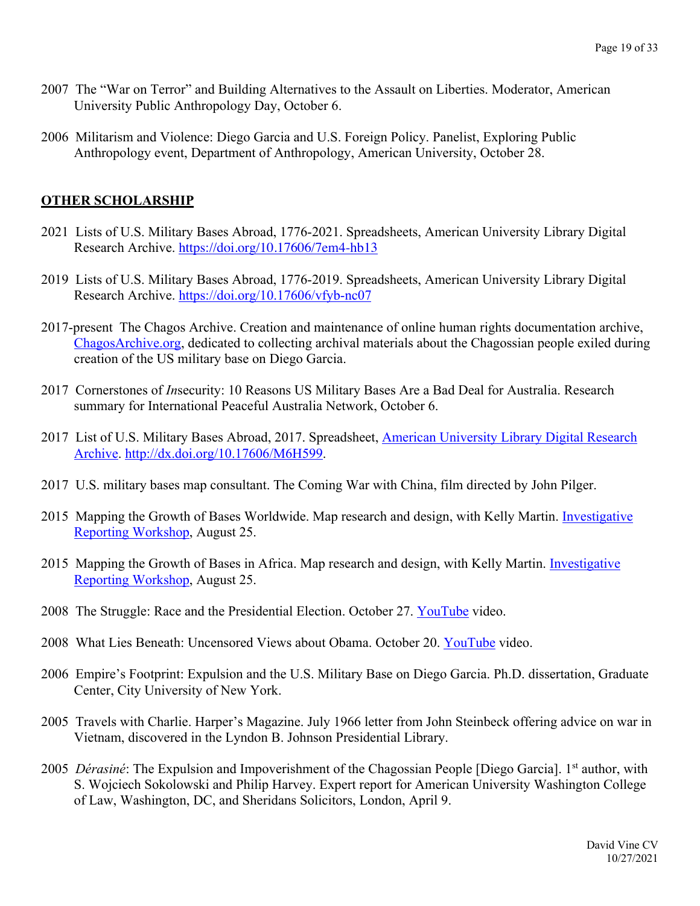2007 The "War on Terror" and Building Alternatives to the Assault on Liberties. Moderator, American University Public Anthropology Day, October 6.

2006 Militarism and Violence: Diego Garcia and U.S. Foreign Policy. Panelist, Exploring Public Anthropology event, Department of Anthropology, American University, October 28.

## OTHER SCHOLARSHIP

2021 Lists of U.S. Military Bases Abroad, 1776-2021. Spreadsheets, American University Library Digital Research Archive. https://doi.org/10.17606/7em4-hb13

2019 Lists of U.S. Military Bases Abroad, 1776-2019. Spreadsheets, American University Library Digital Research Archive. https://doi.org/10.17606/vfyb-nc07

2017-present The Chagos Archive. Creation and maintenance of online human rights documentation archive, ChagosArchive.org, dedicated to collecting archival materials about the Chagossian people exiled during creation of the US military base on Diego Garcia.

2017 Cornerstones of *In*security: 10 Reasons US Military Bases Are a Bad Deal for Australia. Research summary for International Peaceful Australia Network, October 6.

2017 List of U.S. Military Bases Abroad, 2017. Spreadsheet, American University Library Digital Research Archive. http://dx.doi.org/10.17606/M6H599.

2017 U.S. military bases map consultant. The Coming War with China, film directed by John Pilger.

2015 Mapping the Growth of Bases Worldwide. Map research and design, with Kelly Martin. Investigative Reporting Workshop, August 25.

2015 Mapping the Growth of Bases in Africa. Map research and design, with Kelly Martin. Investigative Reporting Workshop, August 25.

2008 The Struggle: Race and the Presidential Election. October 27. YouTube video.

2008 What Lies Beneath: Uncensored Views about Obama. October 20. YouTube video.

2006 Empire's Footprint: Expulsion and the U.S. Military Base on Diego Garcia. Ph.D. dissertation, Graduate Center, City University of New York.

2005 Travels with Charlie. Harper's Magazine. July 1966 letter from John Steinbeck offering advice on war in Vietnam, discovered in the Lyndon B. Johnson Presidential Library.

2005 *Dérasiné*: The Expulsion and Impoverishment of the Chagossian People [Diego Garcia]. 1st author, with S. Wojciech Sokolowski and Philip Harvey. Expert report for American University Washington College of Law, Washington, DC, and Sheridans Solicitors, London, April 9.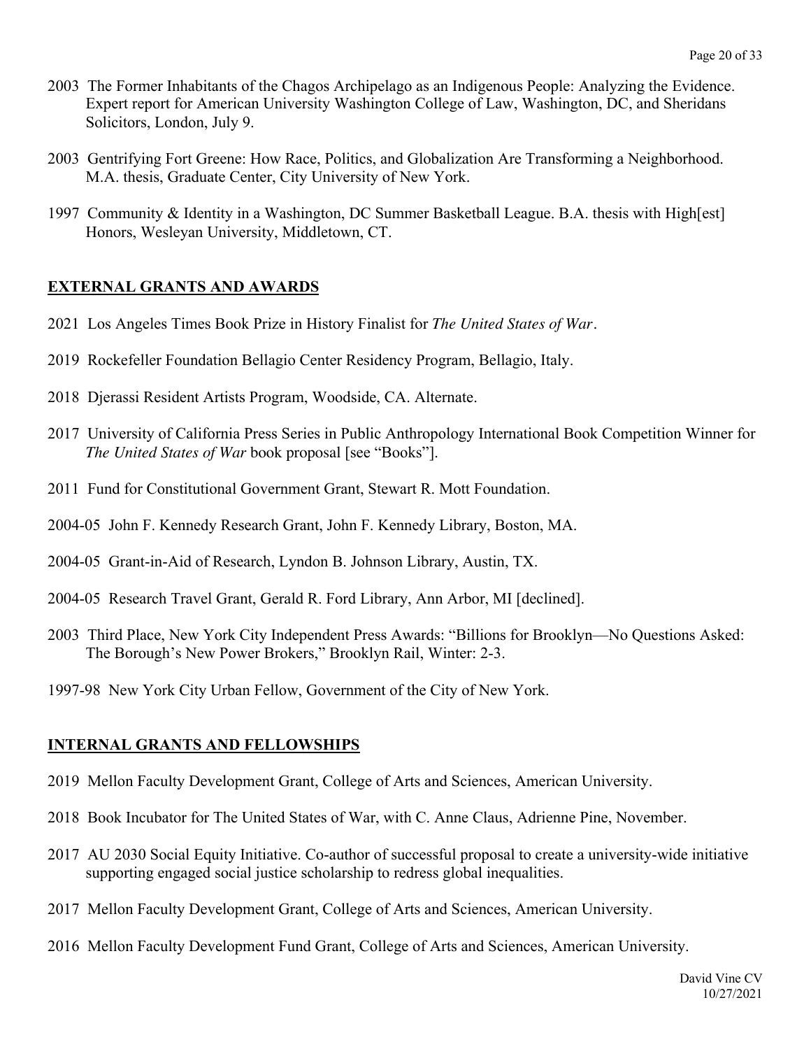2003 The Former Inhabitants of the Chagos Archipelago as an Indigenous People: Analyzing the Evidence. Expert report for American University Washington College of Law, Washington, DC, and Sheridans Solicitors, London, July 9.

2003 Gentrifying Fort Greene: How Race, Politics, and Globalization Are Transforming a Neighborhood. M.A. thesis, Graduate Center, City University of New York.

1997 Community & Identity in a Washington, DC Summer Basketball League. B.A. thesis with High[est] Honors, Wesleyan University, Middletown, CT.

## EXTERNAL GRANTS AND AWARDS

2021 Los Angeles Times Book Prize in History Finalist for *The United States of War*.

2019 Rockefeller Foundation Bellagio Center Residency Program, Bellagio, Italy.

2018 Djerassi Resident Artists Program, Woodside, CA. Alternate.

2017 University of California Press Series in Public Anthropology International Book Competition Winner for *The United States of War* book proposal [see "Books"].

2011 Fund for Constitutional Government Grant, Stewart R. Mott Foundation.

2004-05 John F. Kennedy Research Grant, John F. Kennedy Library, Boston, MA.

2004-05 Grant-in-Aid of Research, Lyndon B. Johnson Library, Austin, TX.

2004-05 Research Travel Grant, Gerald R. Ford Library, Ann Arbor, MI [declined].

2003 Third Place, New York City Independent Press Awards: "Billions for Brooklyn—No Questions Asked: The Borough's New Power Brokers," Brooklyn Rail, Winter: 2-3.

1997-98 New York City Urban Fellow, Government of the City of New York.

## INTERNAL GRANTS AND FELLOWSHIPS

2019 Mellon Faculty Development Grant, College of Arts and Sciences, American University.

2018 Book Incubator for The United States of War, with C. Anne Claus, Adrienne Pine, November.

2017 AU 2030 Social Equity Initiative. Co-author of successful proposal to create a university-wide initiative supporting engaged social justice scholarship to redress global inequalities.

2017 Mellon Faculty Development Grant, College of Arts and Sciences, American University.

2016 Mellon Faculty Development Fund Grant, College of Arts and Sciences, American University.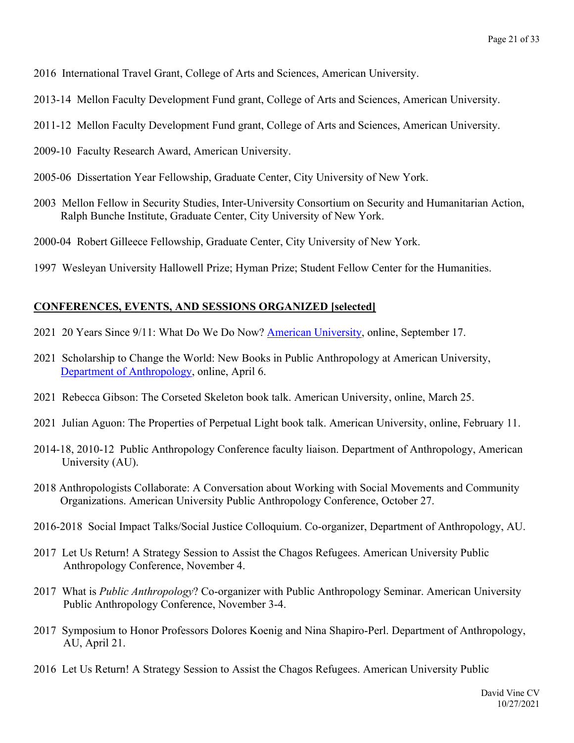2016 International Travel Grant, College of Arts and Sciences, American University.

2013-14 Mellon Faculty Development Fund grant, College of Arts and Sciences, American University.

2011-12 Mellon Faculty Development Fund grant, College of Arts and Sciences, American University.

2009-10 Faculty Research Award, American University.

2005-06 Dissertation Year Fellowship, Graduate Center, City University of New York.

2003 Mellon Fellow in Security Studies, Inter-University Consortium on Security and Humanitarian Action, Ralph Bunche Institute, Graduate Center, City University of New York.

2000-04 Robert Gilleece Fellowship, Graduate Center, City University of New York.

1997 Wesleyan University Hallowell Prize; Hyman Prize; Student Fellow Center for the Humanities.

## CONFERENCES, EVENTS, AND SESSIONS ORGANIZED [selected]

2021 20 Years Since 9/11: What Do We Do Now? American University, online, September 17.

2021 Scholarship to Change the World: New Books in Public Anthropology at American University, Department of Anthropology, online, April 6.

2021 Rebecca Gibson: The Corseted Skeleton book talk. American University, online, March 25.

2021 Julian Aguon: The Properties of Perpetual Light book talk. American University, online, February 11.

2014-18, 2010-12 Public Anthropology Conference faculty liaison. Department of Anthropology, American University (AU).

2018 Anthropologists Collaborate: A Conversation about Working with Social Movements and Community Organizations. American University Public Anthropology Conference, October 27.

2016-2018 Social Impact Talks/Social Justice Colloquium. Co-organizer, Department of Anthropology, AU.

2017 Let Us Return! A Strategy Session to Assist the Chagos Refugees. American University Public Anthropology Conference, November 4.

2017 What is *Public Anthropology*? Co-organizer with Public Anthropology Seminar. American University Public Anthropology Conference, November 3-4.

2017 Symposium to Honor Professors Dolores Koenig and Nina Shapiro-Perl. Department of Anthropology, AU, April 21.

2016 Let Us Return! A Strategy Session to Assist the Chagos Refugees. American University Public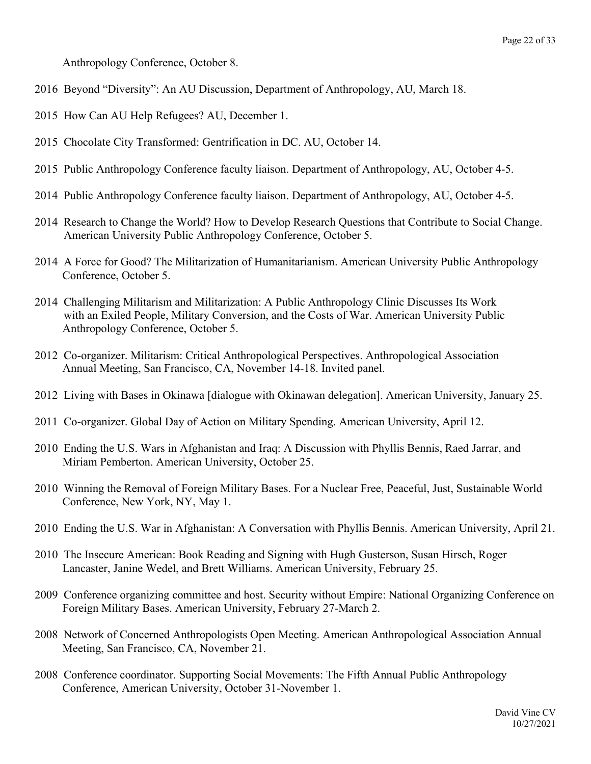Anthropology Conference, October 8.

2016 Beyond "Diversity": An AU Discussion, Department of Anthropology, AU, March 18.

2015 How Can AU Help Refugees? AU, December 1.

2015 Chocolate City Transformed: Gentrification in DC. AU, October 14.

2015 Public Anthropology Conference faculty liaison. Department of Anthropology, AU, October 4-5.

2014 Public Anthropology Conference faculty liaison. Department of Anthropology, AU, October 4-5.

2014 Research to Change the World? How to Develop Research Questions that Contribute to Social Change. American University Public Anthropology Conference, October 5.

2014 A Force for Good? The Militarization of Humanitarianism. American University Public Anthropology Conference, October 5.

2014 Challenging Militarism and Militarization: A Public Anthropology Clinic Discusses Its Work with an Exiled People, Military Conversion, and the Costs of War. American University Public Anthropology Conference, October 5.

2012 Co-organizer. Militarism: Critical Anthropological Perspectives. Anthropological Association Annual Meeting, San Francisco, CA, November 14-18. Invited panel.

2012 Living with Bases in Okinawa [dialogue with Okinawan delegation]. American University, January 25.

2011 Co-organizer. Global Day of Action on Military Spending. American University, April 12.

2010 Ending the U.S. Wars in Afghanistan and Iraq: A Discussion with Phyllis Bennis, Raed Jarrar, and Miriam Pemberton. American University, October 25.

2010 Winning the Removal of Foreign Military Bases. For a Nuclear Free, Peaceful, Just, Sustainable World Conference, New York, NY, May 1.

2010 Ending the U.S. War in Afghanistan: A Conversation with Phyllis Bennis. American University, April 21.

2010 The Insecure American: Book Reading and Signing with Hugh Gusterson, Susan Hirsch, Roger Lancaster, Janine Wedel, and Brett Williams. American University, February 25.

2009 Conference organizing committee and host. Security without Empire: National Organizing Conference on Foreign Military Bases. American University, February 27-March 2.

2008 Network of Concerned Anthropologists Open Meeting. American Anthropological Association Annual Meeting, San Francisco, CA, November 21.

2008 Conference coordinator. Supporting Social Movements: The Fifth Annual Public Anthropology Conference, American University, October 31-November 1.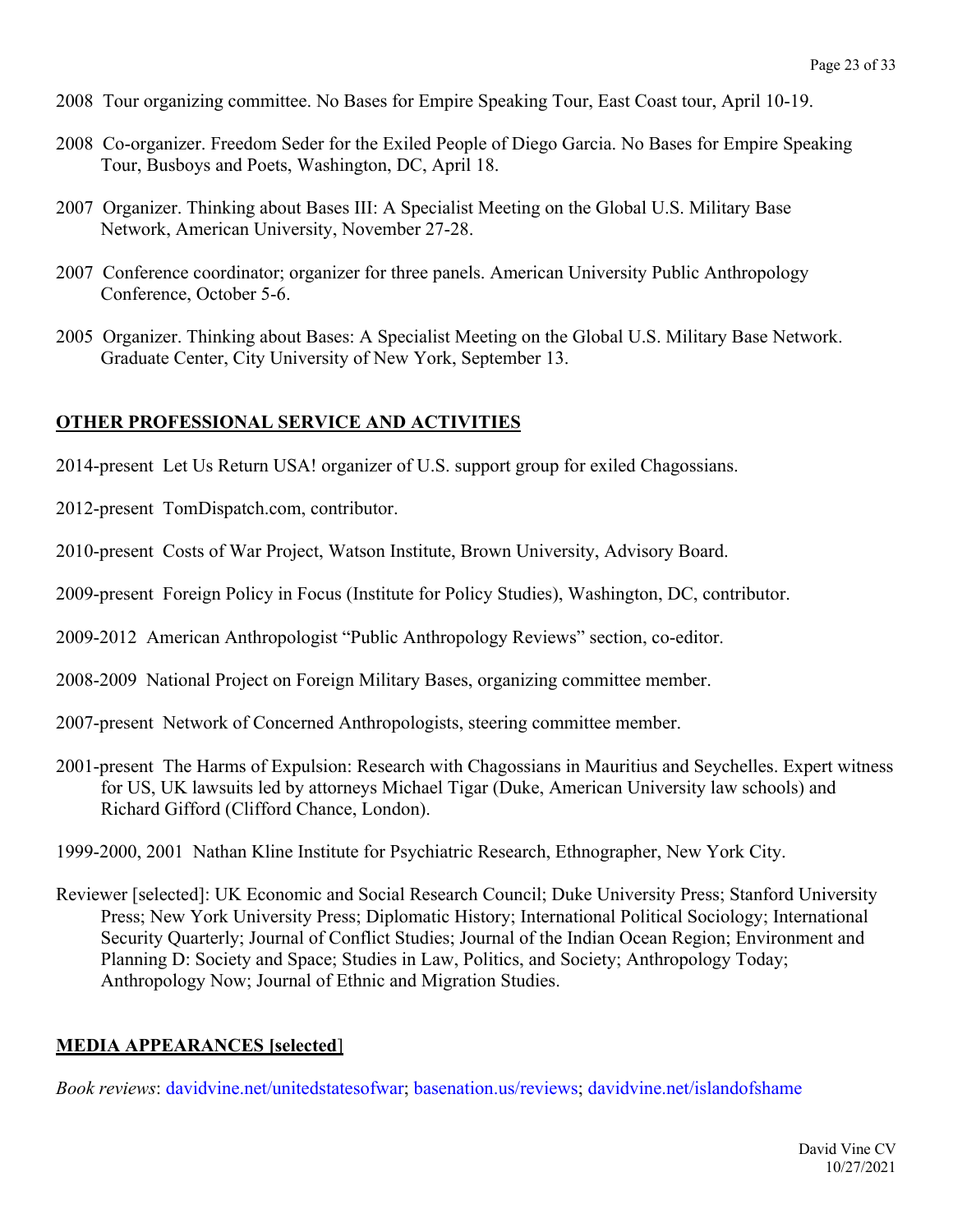2008 Tour organizing committee. No Bases for Empire Speaking Tour, East Coast tour, April 10-19.

2008 Co-organizer. Freedom Seder for the Exiled People of Diego Garcia. No Bases for Empire Speaking Tour, Busboys and Poets, Washington, DC, April 18.

2007 Organizer. Thinking about Bases III: A Specialist Meeting on the Global U.S. Military Base Network, American University, November 27-28.

2007 Conference coordinator; organizer for three panels. American University Public Anthropology Conference, October 5-6.

2005 Organizer. Thinking about Bases: A Specialist Meeting on the Global U.S. Military Base Network. Graduate Center, City University of New York, September 13.

## OTHER PROFESSIONAL SERVICE AND ACTIVITIES

2014-present Let Us Return USA! organizer of U.S. support group for exiled Chagossians.

2012-present TomDispatch.com, contributor.

2010-present Costs of War Project, Watson Institute, Brown University, Advisory Board.

2009-present Foreign Policy in Focus (Institute for Policy Studies), Washington, DC, contributor.

2009-2012 American Anthropologist "Public Anthropology Reviews" section, co-editor.

2008-2009 National Project on Foreign Military Bases, organizing committee member.

2007-present Network of Concerned Anthropologists, steering committee member.

2001-present The Harms of Expulsion: Research with Chagossians in Mauritius and Seychelles. Expert witness for US, UK lawsuits led by attorneys Michael Tigar (Duke, American University law schools) and Richard Gifford (Clifford Chance, London).

1999-2000, 2001 Nathan Kline Institute for Psychiatric Research, Ethnographer, New York City.

Reviewer [selected]: UK Economic and Social Research Council; Duke University Press; Stanford University Press; New York University Press; Diplomatic History; International Political Sociology; International Security Quarterly; Journal of Conflict Studies; Journal of the Indian Ocean Region; Environment and Planning D: Society and Space; Studies in Law, Politics, and Society; Anthropology Today; Anthropology Now; Journal of Ethnic and Migration Studies.

## MEDIA APPEARANCES [selected]

*Book reviews*: davidvine.net/unitedstatesofwar; basenation.us/reviews; davidvine.net/islandofshame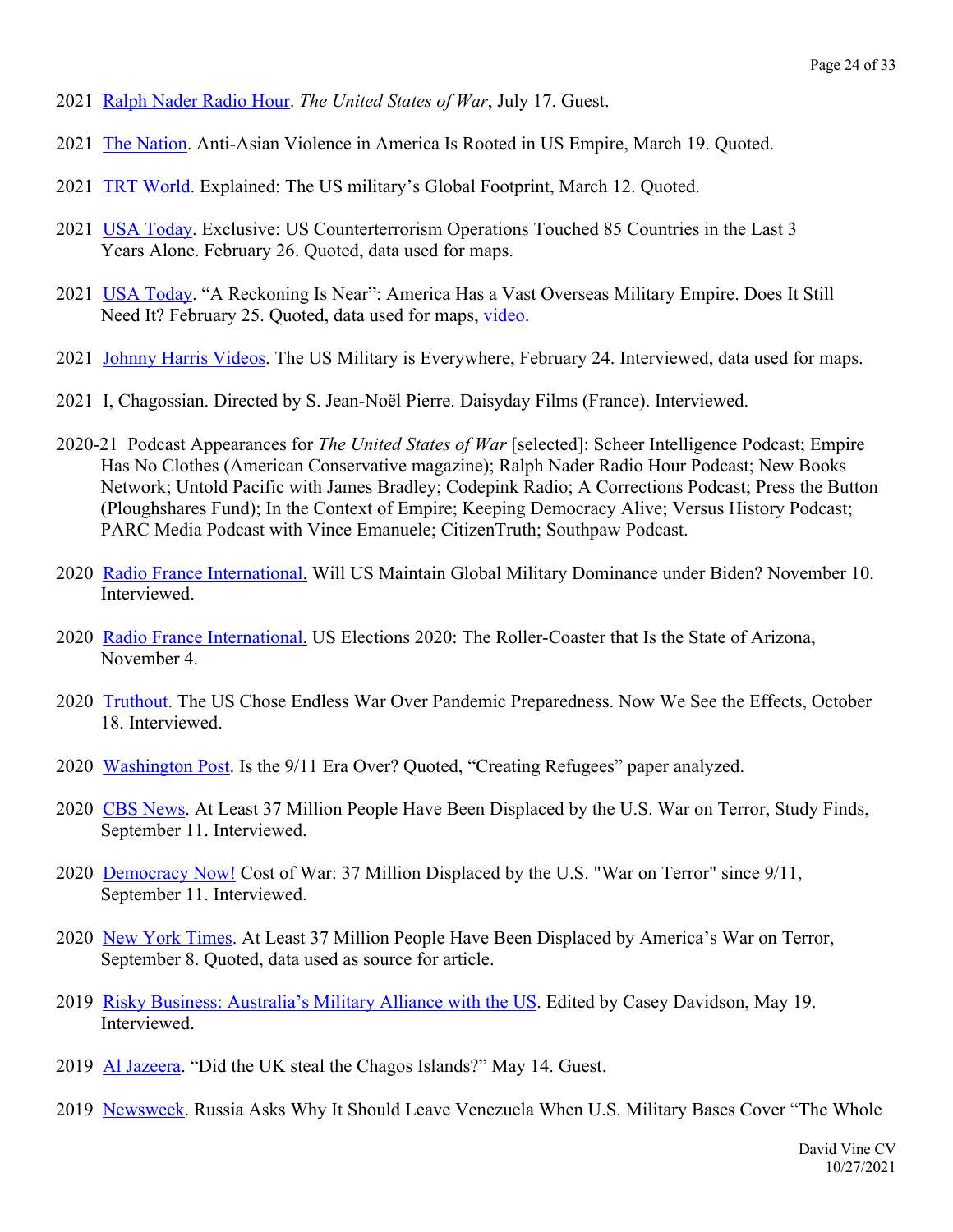2021 Ralph Nader Radio Hour. *The United States of War*, July 17. Guest.

2021 The Nation. Anti-Asian Violence in America Is Rooted in US Empire, March 19. Quoted.

2021 TRT World. Explained: The US military's Global Footprint, March 12. Quoted.

2021 USA Today. Exclusive: US Counterterrorism Operations Touched 85 Countries in the Last 3 Years Alone. February 26. Quoted, data used for maps.

2021 USA Today. "A Reckoning Is Near": America Has a Vast Overseas Military Empire. Does It Still Need It? February 25. Quoted, data used for maps, video.

2021 Johnny Harris Videos. The US Military is Everywhere, February 24. Interviewed, data used for maps.

2021 I, Chagossian. Directed by S. Jean-Noël Pierre. Daisyday Films (France). Interviewed.

2020-21 Podcast Appearances for *The United States of War* [selected]: Scheer Intelligence Podcast; Empire Has No Clothes (American Conservative magazine); Ralph Nader Radio Hour Podcast; New Books Network; Untold Pacific with James Bradley; Codepink Radio; A Corrections Podcast; Press the Button (Ploughshares Fund); In the Context of Empire; Keeping Democracy Alive; Versus History Podcast; PARC Media Podcast with Vince Emanuele; CitizenTruth; Southpaw Podcast.

2020 Radio France International. Will US Maintain Global Military Dominance under Biden? November 10. Interviewed.

2020 Radio France International. US Elections 2020: The Roller-Coaster that Is the State of Arizona, November 4.

2020 Truthout. The US Chose Endless War Over Pandemic Preparedness. Now We See the Effects, October 18. Interviewed.

2020 Washington Post. Is the 9/11 Era Over? Quoted, "Creating Refugees" paper analyzed.

2020 CBS News. At Least 37 Million People Have Been Displaced by the U.S. War on Terror, Study Finds, September 11. Interviewed.

2020 Democracy Now! Cost of War: 37 Million Displaced by the U.S. "War on Terror" since 9/11, September 11. Interviewed.

2020 New York Times. At Least 37 Million People Have Been Displaced by America's War on Terror, September 8. Quoted, data used as source for article.

2019 Risky Business: Australia's Military Alliance with the US. Edited by Casey Davidson, May 19. Interviewed.

2019 Al Jazeera. "Did the UK steal the Chagos Islands?" May 14. Guest.

2019 Newsweek. Russia Asks Why It Should Leave Venezuela When U.S. Military Bases Cover "The Whole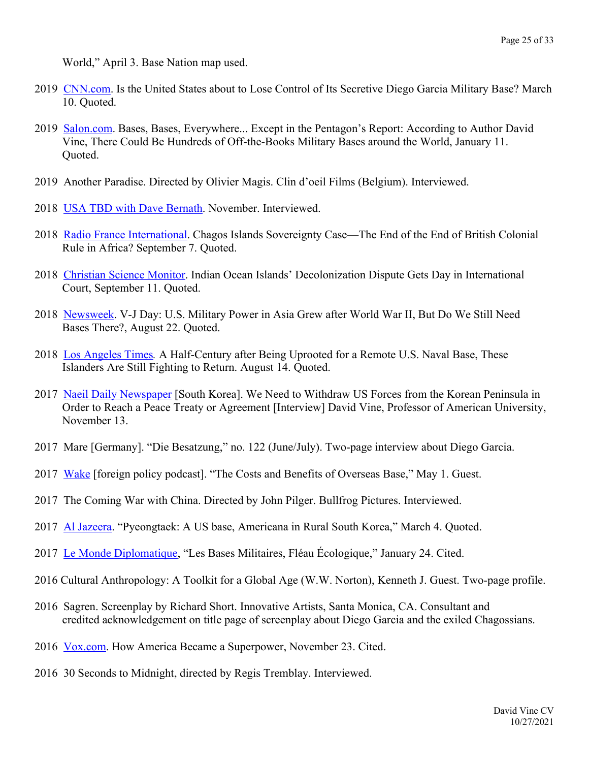World," April 3. Base Nation map used.

2019 CNN.com. Is the United States about to Lose Control of Its Secretive Diego Garcia Military Base? March 10. Quoted.

2019 Salon.com. Bases, Bases, Everywhere... Except in the Pentagon's Report: According to Author David Vine, There Could Be Hundreds of Off-the-Books Military Bases around the World, January 11. Quoted.

2019 Another Paradise. Directed by Olivier Magis. Clin d'oeil Films (Belgium). Interviewed.

2018 USA TBD with Dave Bernath. November. Interviewed.

2018 Radio France International. Chagos Islands Sovereignty Case—The End of the End of British Colonial Rule in Africa? September 7. Quoted.

2018 Christian Science Monitor. Indian Ocean Islands' Decolonization Dispute Gets Day in International Court, September 11. Quoted.

2018 Newsweek. V-J Day: U.S. Military Power in Asia Grew after World War II, But Do We Still Need Bases There?, August 22. Quoted.

2018 Los Angeles Times. A Half-Century after Being Uprooted for a Remote U.S. Naval Base, These Islanders Are Still Fighting to Return. August 14. Quoted.

2017 Naeil Daily Newspaper [South Korea]. We Need to Withdraw US Forces from the Korean Peninsula in Order to Reach a Peace Treaty or Agreement [Interview] David Vine, Professor of American University, November 13.

2017 Mare [Germany]. "Die Besatzung," no. 122 (June/July). Two-page interview about Diego Garcia.

2017 Wake [foreign policy podcast]. "The Costs and Benefits of Overseas Base," May 1. Guest.

2017 The Coming War with China. Directed by John Pilger. Bullfrog Pictures. Interviewed.

2017 Al Jazeera. "Pyeongtaek: A US base, Americana in Rural South Korea," March 4. Quoted.

2017 Le Monde Diplomatique, "Les Bases Militaires, Fléau Écologique," January 24. Cited.

2016 Cultural Anthropology: A Toolkit for a Global Age (W.W. Norton), Kenneth J. Guest. Two-page profile.

2016 Sagren. Screenplay by Richard Short. Innovative Artists, Santa Monica, CA. Consultant and credited acknowledgement on title page of screenplay about Diego Garcia and the exiled Chagossians.

2016 Vox.com. How America Became a Superpower, November 23. Cited.

2016 30 Seconds to Midnight, directed by Regis Tremblay. Interviewed.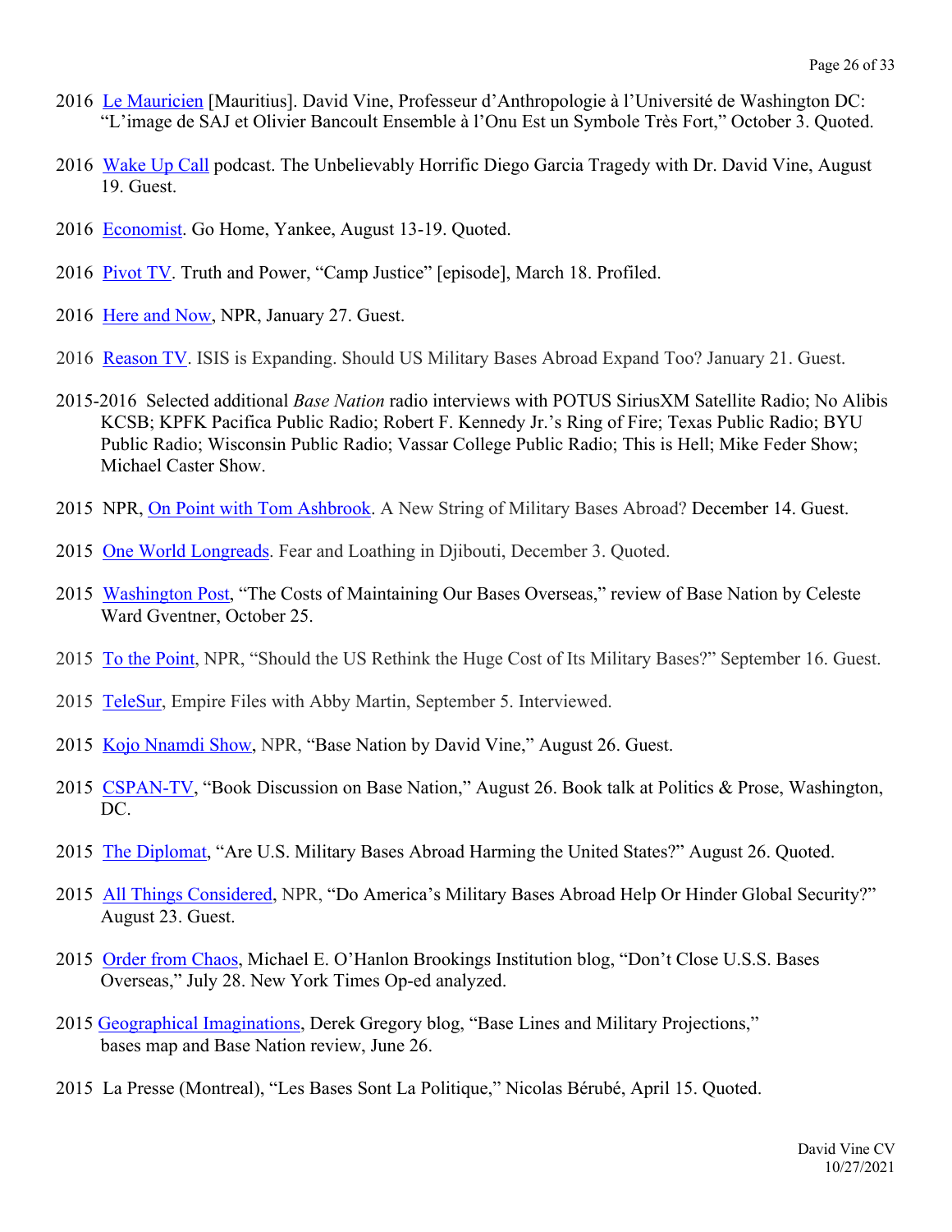2016 Le Mauricien [Mauritius]. David Vine, Professeur d'Anthropologie à l'Université de Washington DC: "L'image de SAJ et Olivier Bancoult Ensemble à l'Onu Est un Symbole Très Fort," October 3. Quoted.

2016 Wake Up Call podcast. The Unbelievably Horrific Diego Garcia Tragedy with Dr. David Vine, August 19. Guest.

2016 Economist. Go Home, Yankee, August 13-19. Quoted.

2016 Pivot TV. Truth and Power, "Camp Justice" [episode], March 18. Profiled.

2016 Here and Now, NPR, January 27. Guest.

2016 Reason TV. ISIS is Expanding. Should US Military Bases Abroad Expand Too? January 21. Guest.

2015-2016 Selected additional *Base Nation* radio interviews with POTUS SiriusXM Satellite Radio; No Alibis KCSB; KPFK Pacifica Public Radio; Robert F. Kennedy Jr.'s Ring of Fire; Texas Public Radio; BYU Public Radio; Wisconsin Public Radio; Vassar College Public Radio; This is Hell; Mike Feder Show; Michael Caster Show.

2015 NPR, On Point with Tom Ashbrook. A New String of Military Bases Abroad? December 14. Guest.

2015 One World Longreads. Fear and Loathing in Djibouti, December 3. Quoted.

2015 Washington Post, "The Costs of Maintaining Our Bases Overseas," review of Base Nation by Celeste Ward Gventner, October 25.

2015 To the Point, NPR, "Should the US Rethink the Huge Cost of Its Military Bases?" September 16. Guest.

2015 TeleSur, Empire Files with Abby Martin, September 5. Interviewed.

2015 Kojo Nnamdi Show, NPR, "Base Nation by David Vine," August 26. Guest.

2015 CSPAN-TV, "Book Discussion on Base Nation," August 26. Book talk at Politics & Prose, Washington, DC.

2015 The Diplomat, "Are U.S. Military Bases Abroad Harming the United States?" August 26. Quoted.

2015 All Things Considered, NPR, "Do America's Military Bases Abroad Help Or Hinder Global Security?" August 23. Guest.

2015 Order from Chaos, Michael E. O'Hanlon Brookings Institution blog, "Don't Close U.S.S. Bases Overseas," July 28. New York Times Op-ed analyzed.

2015 Geographical Imaginations, Derek Gregory blog, "Base Lines and Military Projections," bases map and Base Nation review, June 26.

2015 La Presse (Montreal), "Les Bases Sont La Politique," Nicolas Bérubé, April 15. Quoted.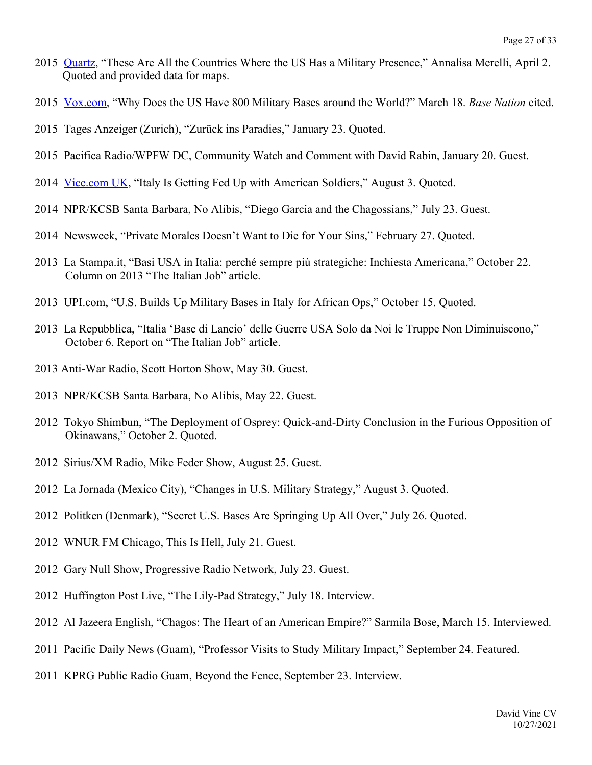2015 Quartz, "These Are All the Countries Where the US Has a Military Presence," Annalisa Merelli, April 2. Quoted and provided data for maps.

2015 Vox.com, "Why Does the US Have 800 Military Bases around the World?" March 18. *Base Nation* cited.

2015 Tages Anzeiger (Zurich), "Zurück ins Paradies," January 23. Quoted.

2015 Pacifica Radio/WPFW DC, Community Watch and Comment with David Rabin, January 20. Guest.

2014 Vice.com UK, "Italy Is Getting Fed Up with American Soldiers," August 3. Quoted.

2014 NPR/KCSB Santa Barbara, No Alibis, "Diego Garcia and the Chagossians," July 23. Guest.

2014 Newsweek, "Private Morales Doesn't Want to Die for Your Sins," February 27. Quoted.

2013 La Stampa.it, "Basi USA in Italia: perché sempre più strategiche: Inchiesta Americana," October 22. Column on 2013 "The Italian Job" article.

2013 UPI.com, "U.S. Builds Up Military Bases in Italy for African Ops," October 15. Quoted.

2013 La Repubblica, "Italia 'Base di Lancio' delle Guerre USA Solo da Noi le Truppe Non Diminuiscono," October 6. Report on "The Italian Job" article.

2013 Anti-War Radio, Scott Horton Show, May 30. Guest.

2013 NPR/KCSB Santa Barbara, No Alibis, May 22. Guest.

2012 Tokyo Shimbun, "The Deployment of Osprey: Quick-and-Dirty Conclusion in the Furious Opposition of Okinawans," October 2. Quoted.

2012 Sirius/XM Radio, Mike Feder Show, August 25. Guest.

2012 La Jornada (Mexico City), "Changes in U.S. Military Strategy," August 3. Quoted.

2012 Politken (Denmark), "Secret U.S. Bases Are Springing Up All Over," July 26. Quoted.

2012 WNUR FM Chicago, This Is Hell, July 21. Guest.

2012 Gary Null Show, Progressive Radio Network, July 23. Guest.

2012 Huffington Post Live, "The Lily-Pad Strategy," July 18. Interview.

2012 Al Jazeera English, "Chagos: The Heart of an American Empire?" Sarmila Bose, March 15. Interviewed.

2011 Pacific Daily News (Guam), "Professor Visits to Study Military Impact," September 24. Featured.

2011 KPRG Public Radio Guam, Beyond the Fence, September 23. Interview.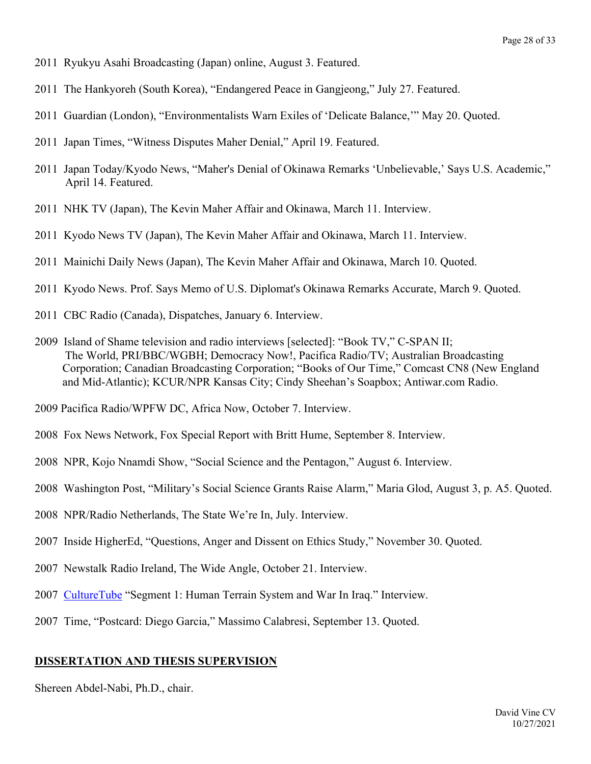2011 Ryukyu Asahi Broadcasting (Japan) online, August 3. Featured.

2011 The Hankyoreh (South Korea), "Endangered Peace in Gangjeong," July 27. Featured.

2011 Guardian (London), "Environmentalists Warn Exiles of 'Delicate Balance,'" May 20. Quoted.

2011 Japan Times, "Witness Disputes Maher Denial," April 19. Featured.

2011 Japan Today/Kyodo News, "Maher's Denial of Okinawa Remarks 'Unbelievable,' Says U.S. Academic," April 14. Featured.

2011 NHK TV (Japan), The Kevin Maher Affair and Okinawa, March 11. Interview.

2011 Kyodo News TV (Japan), The Kevin Maher Affair and Okinawa, March 11. Interview.

2011 Mainichi Daily News (Japan), The Kevin Maher Affair and Okinawa, March 10. Quoted.

2011 Kyodo News. Prof. Says Memo of U.S. Diplomat's Okinawa Remarks Accurate, March 9. Quoted.

2011 CBC Radio (Canada), Dispatches, January 6. Interview.

2009 Island of Shame television and radio interviews [selected]: "Book TV," C-SPAN II; The World, PRI/BBC/WGBH; Democracy Now!, Pacifica Radio/TV; Australian Broadcasting Corporation; Canadian Broadcasting Corporation; "Books of Our Time," Comcast CN8 (New England and Mid-Atlantic); KCUR/NPR Kansas City; Cindy Sheehan's Soapbox; Antiwar.com Radio.

2009 Pacifica Radio/WPFW DC, Africa Now, October 7. Interview.

2008 Fox News Network, Fox Special Report with Britt Hume, September 8. Interview.

2008 NPR, Kojo Nnamdi Show, "Social Science and the Pentagon," August 6. Interview.

2008 Washington Post, "Military's Social Science Grants Raise Alarm," Maria Glod, August 3, p. A5. Quoted.

2008 NPR/Radio Netherlands, The State We're In, July. Interview.

2007 Inside HigherEd, "Questions, Anger and Dissent on Ethics Study," November 30. Quoted.

2007 Newstalk Radio Ireland, The Wide Angle, October 21. Interview.

2007 CultureTube "Segment 1: Human Terrain System and War In Iraq." Interview.

2007 Time, "Postcard: Diego Garcia," Massimo Calabresi, September 13. Quoted.

## DISSERTATION AND THESIS SUPERVISION

Shereen Abdel-Nabi, Ph.D., chair.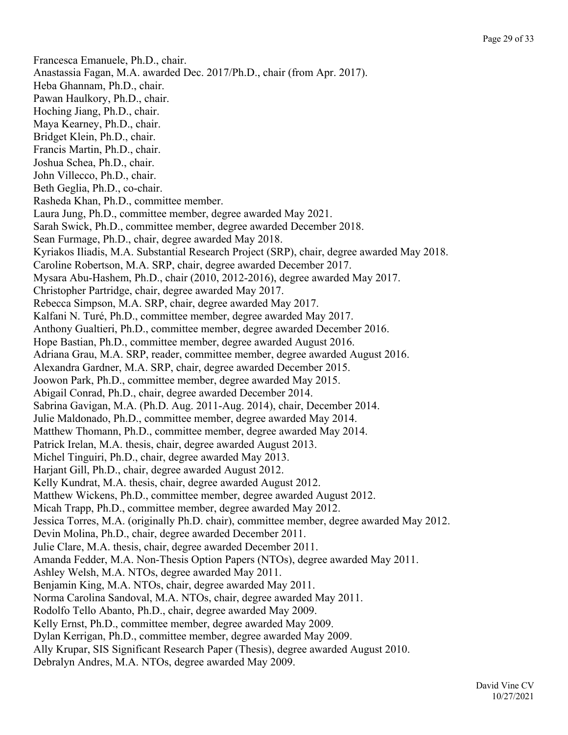Francesca Emanuele, Ph.D., chair.
Anastassia Fagan, M.A. awarded Dec. 2017/Ph.D., chair (from Apr. 2017).
Heba Ghannam, Ph.D., chair.
Pawan Haulkory, Ph.D., chair.
Hoching Jiang, Ph.D., chair.
Maya Kearney, Ph.D., chair.
Bridget Klein, Ph.D., chair.
Francis Martin, Ph.D., chair.
Joshua Schea, Ph.D., chair.
John Villecco, Ph.D., chair.
Beth Geglia, Ph.D., co-chair.
Rasheda Khan, Ph.D., committee member.
Laura Jung, Ph.D., committee member, degree awarded May 2021.
Sarah Swick, Ph.D., committee member, degree awarded December 2018.
Sean Furmage, Ph.D., chair, degree awarded May 2018.
Kyriakos Iliadis, M.A. Substantial Research Project (SRP), chair, degree awarded May 2018.
Caroline Robertson, M.A. SRP, chair, degree awarded December 2017.
Mysara Abu-Hashem, Ph.D., chair (2010, 2012-2016), degree awarded May 2017.
Christopher Partridge, chair, degree awarded May 2017.
Rebecca Simpson, M.A. SRP, chair, degree awarded May 2017.
Kalfani N. Turé, Ph.D., committee member, degree awarded May 2017.
Anthony Gualtieri, Ph.D., committee member, degree awarded December 2016.
Hope Bastian, Ph.D., committee member, degree awarded August 2016.
Adriana Grau, M.A. SRP, reader, committee member, degree awarded August 2016.
Alexandra Gardner, M.A. SRP, chair, degree awarded December 2015.
Joowon Park, Ph.D., committee member, degree awarded May 2015.
Abigail Conrad, Ph.D., chair, degree awarded December 2014.
Sabrina Gavigan, M.A. (Ph.D. Aug. 2011-Aug. 2014), chair, December 2014.
Julie Maldonado, Ph.D., committee member, degree awarded May 2014.
Matthew Thomann, Ph.D., committee member, degree awarded May 2014.
Patrick Irelan, M.A. thesis, chair, degree awarded August 2013.
Michel Tinguiri, Ph.D., chair, degree awarded May 2013.
Harjant Gill, Ph.D., chair, degree awarded August 2012.
Kelly Kundrat, M.A. thesis, chair, degree awarded August 2012.
Matthew Wickens, Ph.D., committee member, degree awarded August 2012.
Micah Trapp, Ph.D., committee member, degree awarded May 2012.
Jessica Torres, M.A. (originally Ph.D. chair), committee member, degree awarded May 2012.
Devin Molina, Ph.D., chair, degree awarded December 2011.
Julie Clare, M.A. thesis, chair, degree awarded December 2011.
Amanda Fedder, M.A. Non-Thesis Option Papers (NTOs), degree awarded May 2011.
Ashley Welsh, M.A. NTOs, degree awarded May 2011.
Benjamin King, M.A. NTOs, chair, degree awarded May 2011.
Norma Carolina Sandoval, M.A. NTOs, chair, degree awarded May 2011.
Rodolfo Tello Abanto, Ph.D., chair, degree awarded May 2009.
Kelly Ernst, Ph.D., committee member, degree awarded May 2009.
Dylan Kerrigan, Ph.D., committee member, degree awarded May 2009.
Ally Krupar, SIS Significant Research Paper (Thesis), degree awarded August 2010.
Debralyn Andres, M.A. NTOs, degree awarded May 2009.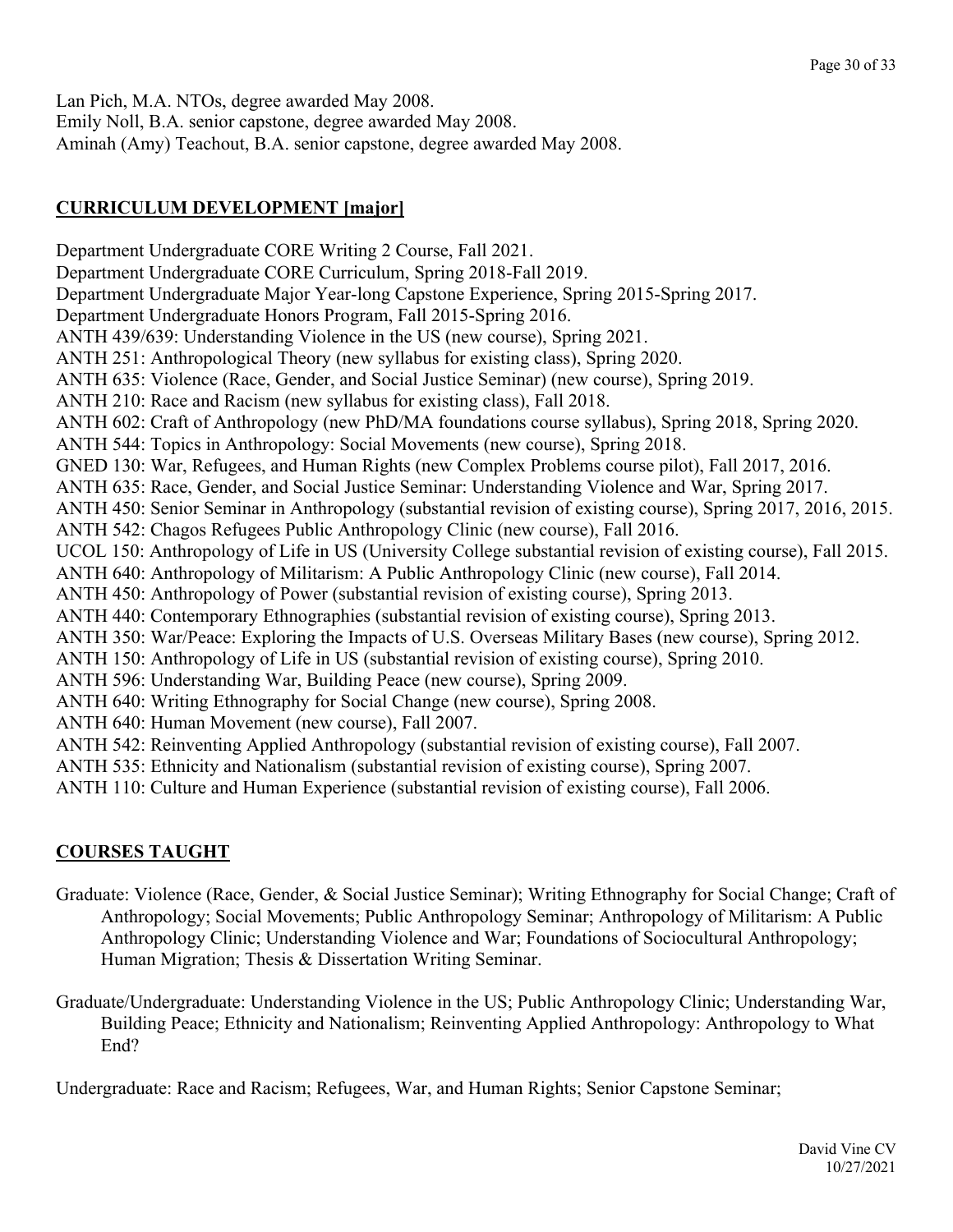Lan Pich, M.A. NTOs, degree awarded May 2008.
Emily Noll, B.A. senior capstone, degree awarded May 2008.
Aminah (Amy) Teachout, B.A. senior capstone, degree awarded May 2008.

## CURRICULUM DEVELOPMENT [major]

Department Undergraduate CORE Writing 2 Course, Fall 2021.
Department Undergraduate CORE Curriculum, Spring 2018-Fall 2019.
Department Undergraduate Major Year-long Capstone Experience, Spring 2015-Spring 2017.
Department Undergraduate Honors Program, Fall 2015-Spring 2016.
ANTH 439/639: Understanding Violence in the US (new course), Spring 2021.
ANTH 251: Anthropological Theory (new syllabus for existing class), Spring 2020.
ANTH 635: Violence (Race, Gender, and Social Justice Seminar) (new course), Spring 2019.
ANTH 210: Race and Racism (new syllabus for existing class), Fall 2018.
ANTH 602: Craft of Anthropology (new PhD/MA foundations course syllabus), Spring 2018, Spring 2020.
ANTH 544: Topics in Anthropology: Social Movements (new course), Spring 2018.
GNED 130: War, Refugees, and Human Rights (new Complex Problems course pilot), Fall 2017, 2016.
ANTH 635: Race, Gender, and Social Justice Seminar: Understanding Violence and War, Spring 2017.
ANTH 450: Senior Seminar in Anthropology (substantial revision of existing course), Spring 2017, 2016, 2015.
ANTH 542: Chagos Refugees Public Anthropology Clinic (new course), Fall 2016.
UCOL 150: Anthropology of Life in US (University College substantial revision of existing course), Fall 2015.
ANTH 640: Anthropology of Militarism: A Public Anthropology Clinic (new course), Fall 2014.
ANTH 450: Anthropology of Power (substantial revision of existing course), Spring 2013.
ANTH 440: Contemporary Ethnographies (substantial revision of existing course), Spring 2013.
ANTH 350: War/Peace: Exploring the Impacts of U.S. Overseas Military Bases (new course), Spring 2012.
ANTH 150: Anthropology of Life in US (substantial revision of existing course), Spring 2010.
ANTH 596: Understanding War, Building Peace (new course), Spring 2009.
ANTH 640: Writing Ethnography for Social Change (new course), Spring 2008.
ANTH 640: Human Movement (new course), Fall 2007.
ANTH 542: Reinventing Applied Anthropology (substantial revision of existing course), Fall 2007.
ANTH 535: Ethnicity and Nationalism (substantial revision of existing course), Spring 2007.
ANTH 110: Culture and Human Experience (substantial revision of existing course), Fall 2006.

## COURSES TAUGHT

Graduate: Violence (Race, Gender, & Social Justice Seminar); Writing Ethnography for Social Change; Craft of Anthropology; Social Movements; Public Anthropology Seminar; Anthropology of Militarism: A Public Anthropology Clinic; Understanding Violence and War; Foundations of Sociocultural Anthropology; Human Migration; Thesis & Dissertation Writing Seminar.

Graduate/Undergraduate: Understanding Violence in the US; Public Anthropology Clinic; Understanding War, Building Peace; Ethnicity and Nationalism; Reinventing Applied Anthropology: Anthropology to What End?

Undergraduate: Race and Racism; Refugees, War, and Human Rights; Senior Capstone Seminar;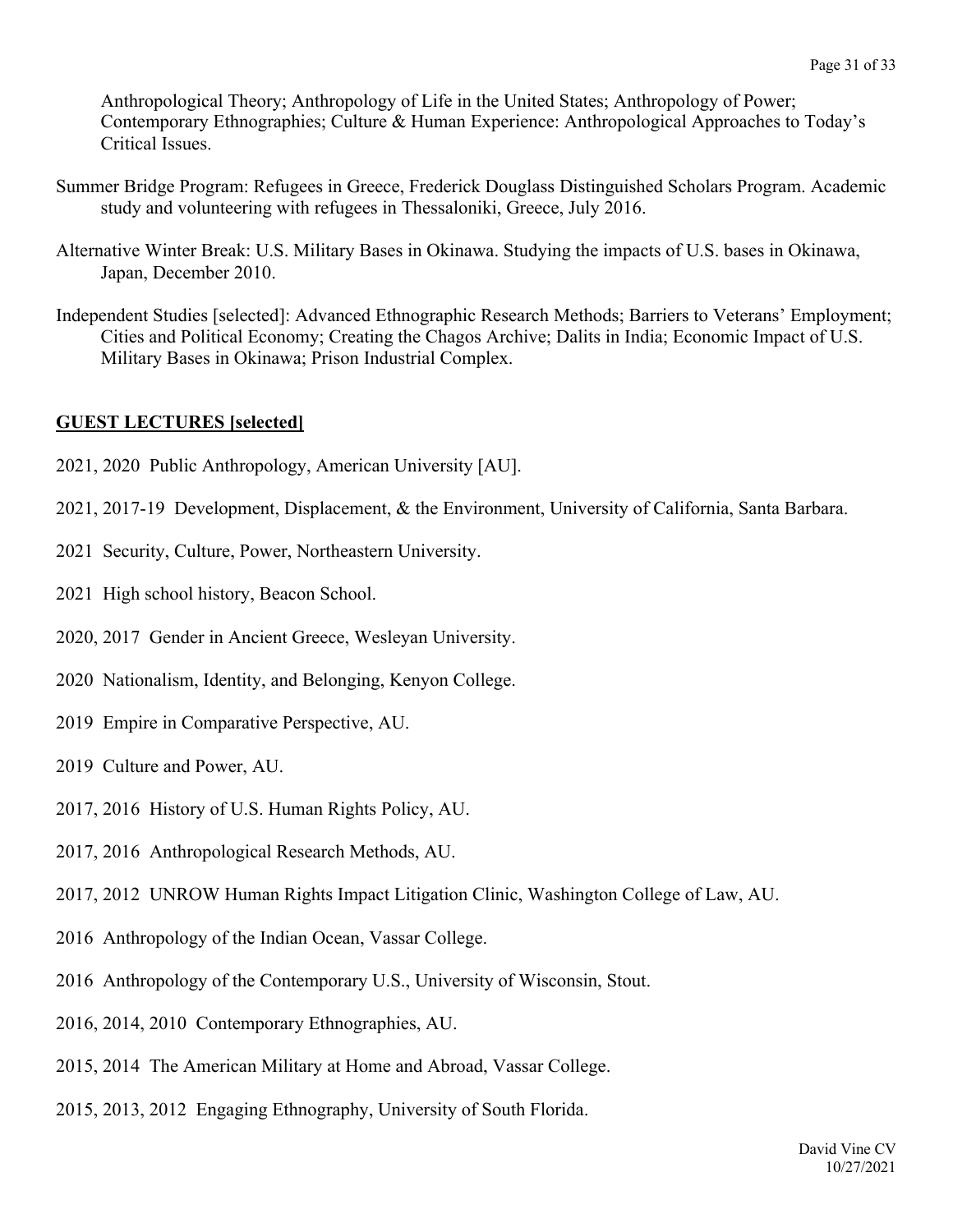Anthropological Theory; Anthropology of Life in the United States; Anthropology of Power; Contemporary Ethnographies; Culture & Human Experience: Anthropological Approaches to Today's Critical Issues.

Summer Bridge Program: Refugees in Greece, Frederick Douglass Distinguished Scholars Program. Academic study and volunteering with refugees in Thessaloniki, Greece, July 2016.

Alternative Winter Break: U.S. Military Bases in Okinawa. Studying the impacts of U.S. bases in Okinawa, Japan, December 2010.

Independent Studies [selected]: Advanced Ethnographic Research Methods; Barriers to Veterans' Employment; Cities and Political Economy; Creating the Chagos Archive; Dalits in India; Economic Impact of U.S. Military Bases in Okinawa; Prison Industrial Complex.

## GUEST LECTURES [selected]

2021, 2020 Public Anthropology, American University [AU].

2021, 2017-19 Development, Displacement, & the Environment, University of California, Santa Barbara.

2021 Security, Culture, Power, Northeastern University.

2021 High school history, Beacon School.

2020, 2017 Gender in Ancient Greece, Wesleyan University.

2020 Nationalism, Identity, and Belonging, Kenyon College.

2019 Empire in Comparative Perspective, AU.

2019 Culture and Power, AU.

2017, 2016 History of U.S. Human Rights Policy, AU.

2017, 2016 Anthropological Research Methods, AU.

2017, 2012 UNROW Human Rights Impact Litigation Clinic, Washington College of Law, AU.

2016 Anthropology of the Indian Ocean, Vassar College.

2016 Anthropology of the Contemporary U.S., University of Wisconsin, Stout.

2016, 2014, 2010 Contemporary Ethnographies, AU.

2015, 2014 The American Military at Home and Abroad, Vassar College.

2015, 2013, 2012 Engaging Ethnography, University of South Florida.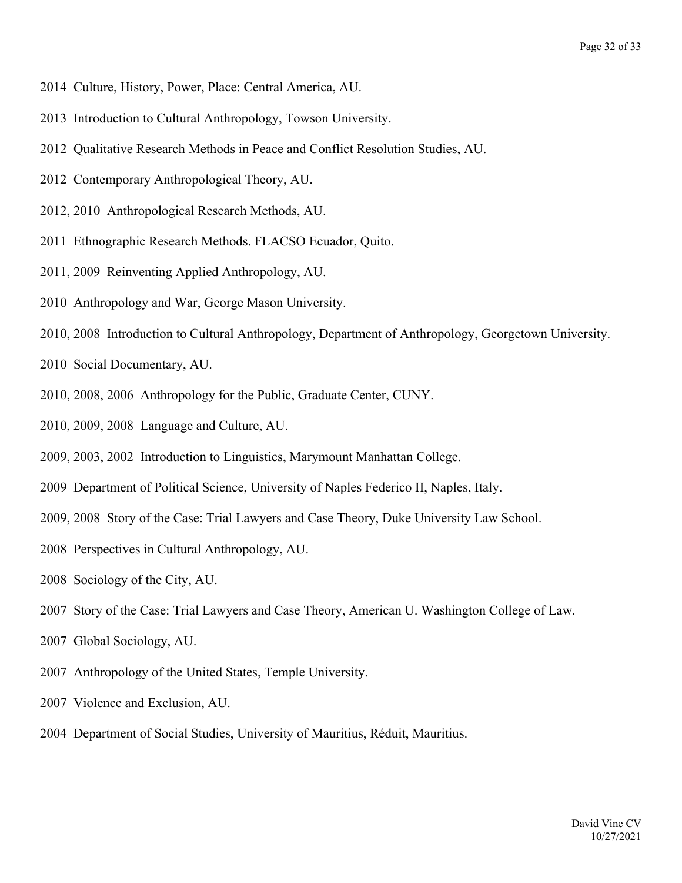2014 Culture, History, Power, Place: Central America, AU.

2013 Introduction to Cultural Anthropology, Towson University.

2012 Qualitative Research Methods in Peace and Conflict Resolution Studies, AU.

2012 Contemporary Anthropological Theory, AU.

2012, 2010 Anthropological Research Methods, AU.

2011 Ethnographic Research Methods. FLACSO Ecuador, Quito.

2011, 2009 Reinventing Applied Anthropology, AU.

2010 Anthropology and War, George Mason University.

2010, 2008 Introduction to Cultural Anthropology, Department of Anthropology, Georgetown University.

2010 Social Documentary, AU.

2010, 2008, 2006 Anthropology for the Public, Graduate Center, CUNY.

2010, 2009, 2008 Language and Culture, AU.

2009, 2003, 2002 Introduction to Linguistics, Marymount Manhattan College.

2009 Department of Political Science, University of Naples Federico II, Naples, Italy.

2009, 2008 Story of the Case: Trial Lawyers and Case Theory, Duke University Law School.

2008 Perspectives in Cultural Anthropology, AU.

2008 Sociology of the City, AU.

2007 Story of the Case: Trial Lawyers and Case Theory, American U. Washington College of Law.

2007 Global Sociology, AU.

2007 Anthropology of the United States, Temple University.

2007 Violence and Exclusion, AU.

2004 Department of Social Studies, University of Mauritius, Réduit, Mauritius.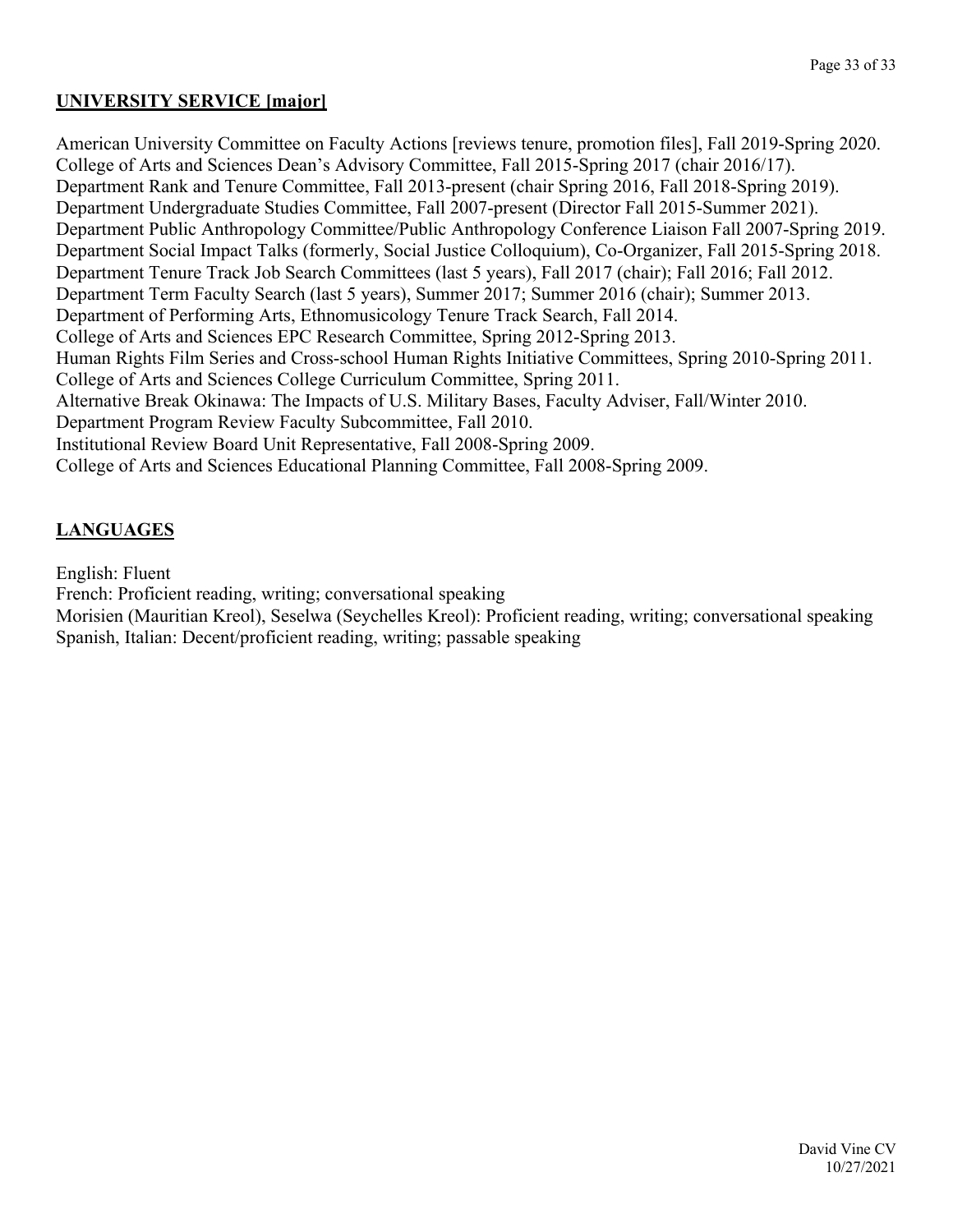## **UNIVERSITY SERVICE [major]**

American University Committee on Faculty Actions [reviews tenure, promotion files], Fall 2019-Spring 2020.
College of Arts and Sciences Dean's Advisory Committee, Fall 2015-Spring 2017 (chair 2016/17).
Department Rank and Tenure Committee, Fall 2013-present (chair Spring 2016, Fall 2018-Spring 2019).
Department Undergraduate Studies Committee, Fall 2007-present (Director Fall 2015-Summer 2021).
Department Public Anthropology Committee/Public Anthropology Conference Liaison Fall 2007-Spring 2019.
Department Social Impact Talks (formerly, Social Justice Colloquium), Co-Organizer, Fall 2015-Spring 2018.
Department Tenure Track Job Search Committees (last 5 years), Fall 2017 (chair); Fall 2016; Fall 2012.
Department Term Faculty Search (last 5 years), Summer 2017; Summer 2016 (chair); Summer 2013.
Department of Performing Arts, Ethnomusicology Tenure Track Search, Fall 2014.
College of Arts and Sciences EPC Research Committee, Spring 2012-Spring 2013.
Human Rights Film Series and Cross-school Human Rights Initiative Committees, Spring 2010-Spring 2011.
College of Arts and Sciences College Curriculum Committee, Spring 2011.
Alternative Break Okinawa: The Impacts of U.S. Military Bases, Faculty Adviser, Fall/Winter 2010.
Department Program Review Faculty Subcommittee, Fall 2010.
Institutional Review Board Unit Representative, Fall 2008-Spring 2009.
College of Arts and Sciences Educational Planning Committee, Fall 2008-Spring 2009.

## **LANGUAGES**

English: Fluent
French: Proficient reading, writing; conversational speaking
Morisien (Mauritian Kreol), Seselwa (Seychelles Kreol): Proficient reading, writing; conversational speaking
Spanish, Italian: Decent/proficient reading, writing; passable speaking